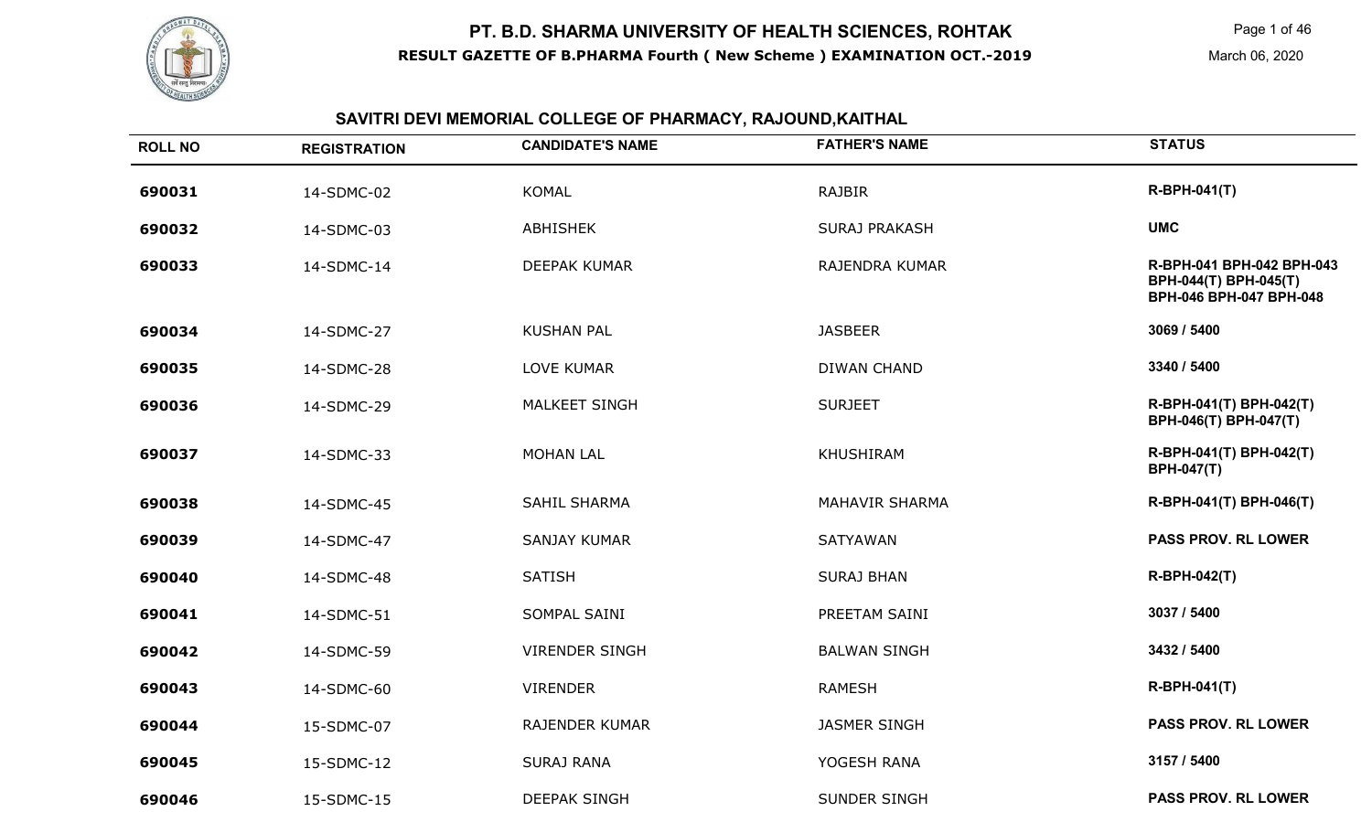# PT. B.D. SHARMA UNIVERSITY OF HEALTH SCIENCES, ROHTAK

**RESULT GAZETTE OF B.PHARMA Fourth ( New Scheme ) EXAMINATION OCT.-2019**

March 06, 2020

## SAVITRI DEVI MEMORIAL COLLEGE OF PHARMACY, RAJOUND,KAITHAL

| ROLL NO | REGISTRATION | CANDIDATE'S NAME | FATHER'S NAME | STATUS |
|---|---|---|---|---|
| 690031 | 14-SDMC-02 | KOMAL | RAJBIR | R-BPH-041(T) |
| 690032 | 14-SDMC-03 | ABHISHEK | SURAJ PRAKASH | UMC |
| 690033 | 14-SDMC-14 | DEEPAK KUMAR | RAJENDRA KUMAR | R-BPH-041 BPH-042 BPH-043 BPH-044(T) BPH-045(T) BPH-046 BPH-047 BPH-048 |
| 690034 | 14-SDMC-27 | KUSHAN PAL | JASBEER | 3069 / 5400 |
| 690035 | 14-SDMC-28 | LOVE KUMAR | DIWAN CHAND | 3340 / 5400 |
| 690036 | 14-SDMC-29 | MALKEET SINGH | SURJEET | R-BPH-041(T) BPH-042(T) BPH-046(T) BPH-047(T) |
| 690037 | 14-SDMC-33 | MOHAN LAL | KHUSHIRAM | R-BPH-041(T) BPH-042(T) BPH-047(T) |
| 690038 | 14-SDMC-45 | SAHIL SHARMA | MAHAVIR SHARMA | R-BPH-041(T) BPH-046(T) |
| 690039 | 14-SDMC-47 | SANJAY KUMAR | SATYAWAN | PASS PROV. RL LOWER |
| 690040 | 14-SDMC-48 | SATISH | SURAJ BHAN | R-BPH-042(T) |
| 690041 | 14-SDMC-51 | SOMPAL SAINI | PREETAM SAINI | 3037 / 5400 |
| 690042 | 14-SDMC-59 | VIRENDER SINGH | BALWAN SINGH | 3432 / 5400 |
| 690043 | 14-SDMC-60 | VIRENDER | RAMESH | R-BPH-041(T) |
| 690044 | 15-SDMC-07 | RAJENDER KUMAR | JASMER SINGH | PASS PROV. RL LOWER |
| 690045 | 15-SDMC-12 | SURAJ RANA | YOGESH RANA | 3157 / 5400 |
| 690046 | 15-SDMC-15 | DEEPAK SINGH | SUNDER SINGH | PASS PROV. RL LOWER |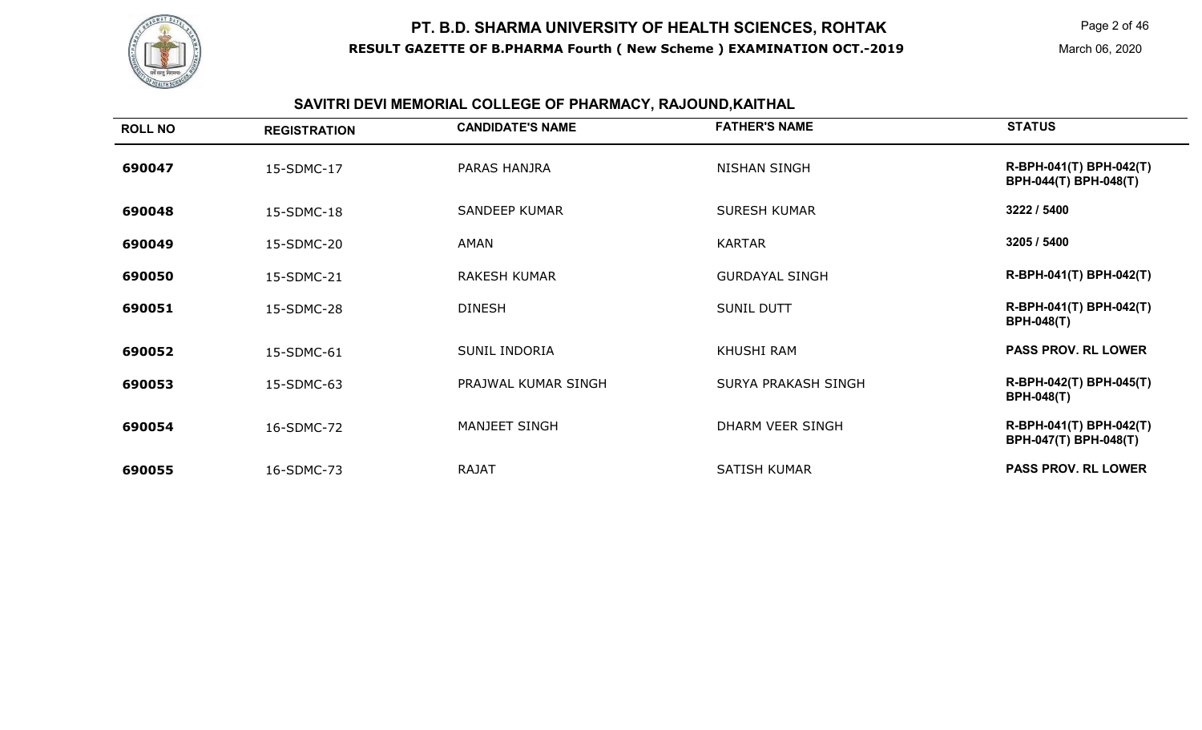# PT. B.D. SHARMA UNIVERSITY OF HEALTH SCIENCES, ROHTAK

**RESULT GAZETTE OF B.PHARMA Fourth ( New Scheme ) EXAMINATION OCT.-2019**

March 06, 2020

## SAVITRI DEVI MEMORIAL COLLEGE OF PHARMACY, RAJOUND,KAITHAL

| ROLL NO | REGISTRATION | CANDIDATE'S NAME | FATHER'S NAME | STATUS |
|---|---|---|---|---|
| 690047 | 15-SDMC-17 | PARAS HANJRA | NISHAN SINGH | R-BPH-041(T) BPH-042(T) BPH-044(T) BPH-048(T) |
| 690048 | 15-SDMC-18 | SANDEEP KUMAR | SURESH KUMAR | 3222 / 5400 |
| 690049 | 15-SDMC-20 | AMAN | KARTAR | 3205 / 5400 |
| 690050 | 15-SDMC-21 | RAKESH KUMAR | GURDAYAL SINGH | R-BPH-041(T) BPH-042(T) |
| 690051 | 15-SDMC-28 | DINESH | SUNIL DUTT | R-BPH-041(T) BPH-042(T) BPH-048(T) |
| 690052 | 15-SDMC-61 | SUNIL INDORIA | KHUSHI RAM | PASS PROV. RL LOWER |
| 690053 | 15-SDMC-63 | PRAJWAL KUMAR SINGH | SURYA PRAKASH SINGH | R-BPH-042(T) BPH-045(T) BPH-048(T) |
| 690054 | 16-SDMC-72 | MANJEET SINGH | DHARM VEER SINGH | R-BPH-041(T) BPH-042(T) BPH-047(T) BPH-048(T) |
| 690055 | 16-SDMC-73 | RAJAT | SATISH KUMAR | PASS PROV. RL LOWER |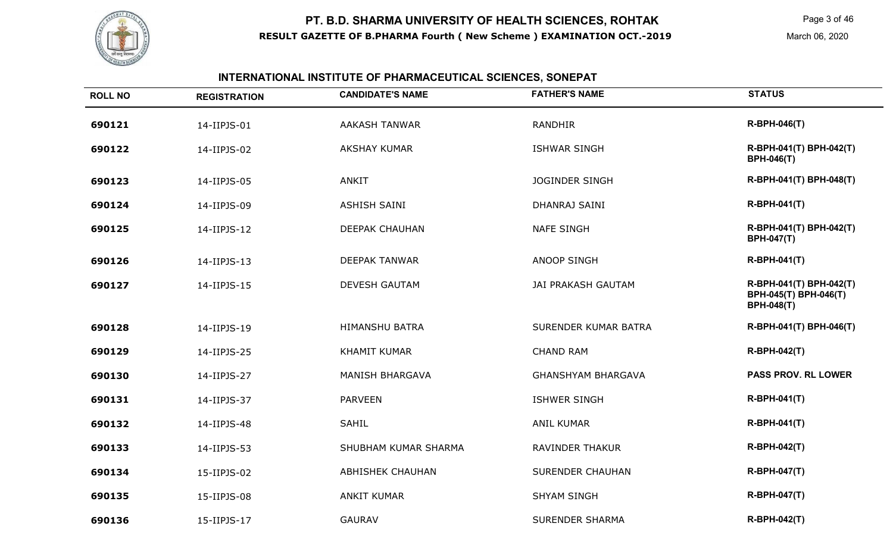# PT. B.D. SHARMA UNIVERSITY OF HEALTH SCIENCES, ROHTAK

**RESULT GAZETTE OF B.PHARMA Fourth ( New Scheme ) EXAMINATION OCT.-2019**

March 06, 2020

## INTERNATIONAL INSTITUTE OF PHARMACEUTICAL SCIENCES, SONEPAT

| ROLL NO | REGISTRATION | CANDIDATE'S NAME | FATHER'S NAME | STATUS |
|---|---|---|---|---|
| 690121 | 14-IIPJS-01 | AAKASH TANWAR | RANDHIR | R-BPH-046(T) |
| 690122 | 14-IIPJS-02 | AKSHAY KUMAR | ISHWAR SINGH | R-BPH-041(T) BPH-042(T) BPH-046(T) |
| 690123 | 14-IIPJS-05 | ANKIT | JOGINDER SINGH | R-BPH-041(T) BPH-048(T) |
| 690124 | 14-IIPJS-09 | ASHISH SAINI | DHANRAJ SAINI | R-BPH-041(T) |
| 690125 | 14-IIPJS-12 | DEEPAK CHAUHAN | NAFE SINGH | R-BPH-041(T) BPH-042(T) BPH-047(T) |
| 690126 | 14-IIPJS-13 | DEEPAK TANWAR | ANOOP SINGH | R-BPH-041(T) |
| 690127 | 14-IIPJS-15 | DEVESH GAUTAM | JAI PRAKASH GAUTAM | R-BPH-041(T) BPH-042(T) BPH-045(T) BPH-046(T) BPH-048(T) |
| 690128 | 14-IIPJS-19 | HIMANSHU BATRA | SURENDER KUMAR BATRA | R-BPH-041(T) BPH-046(T) |
| 690129 | 14-IIPJS-25 | KHAMIT KUMAR | CHAND RAM | R-BPH-042(T) |
| 690130 | 14-IIPJS-27 | MANISH BHARGAVA | GHANSHYAM BHARGAVA | PASS PROV. RL LOWER |
| 690131 | 14-IIPJS-37 | PARVEEN | ISHWER SINGH | R-BPH-041(T) |
| 690132 | 14-IIPJS-48 | SAHIL | ANIL KUMAR | R-BPH-041(T) |
| 690133 | 14-IIPJS-53 | SHUBHAM KUMAR SHARMA | RAVINDER THAKUR | R-BPH-042(T) |
| 690134 | 15-IIPJS-02 | ABHISHEK CHAUHAN | SURENDER CHAUHAN | R-BPH-047(T) |
| 690135 | 15-IIPJS-08 | ANKIT KUMAR | SHYAM SINGH | R-BPH-047(T) |
| 690136 | 15-IIPJS-17 | GAURAV | SURENDER SHARMA | R-BPH-042(T) |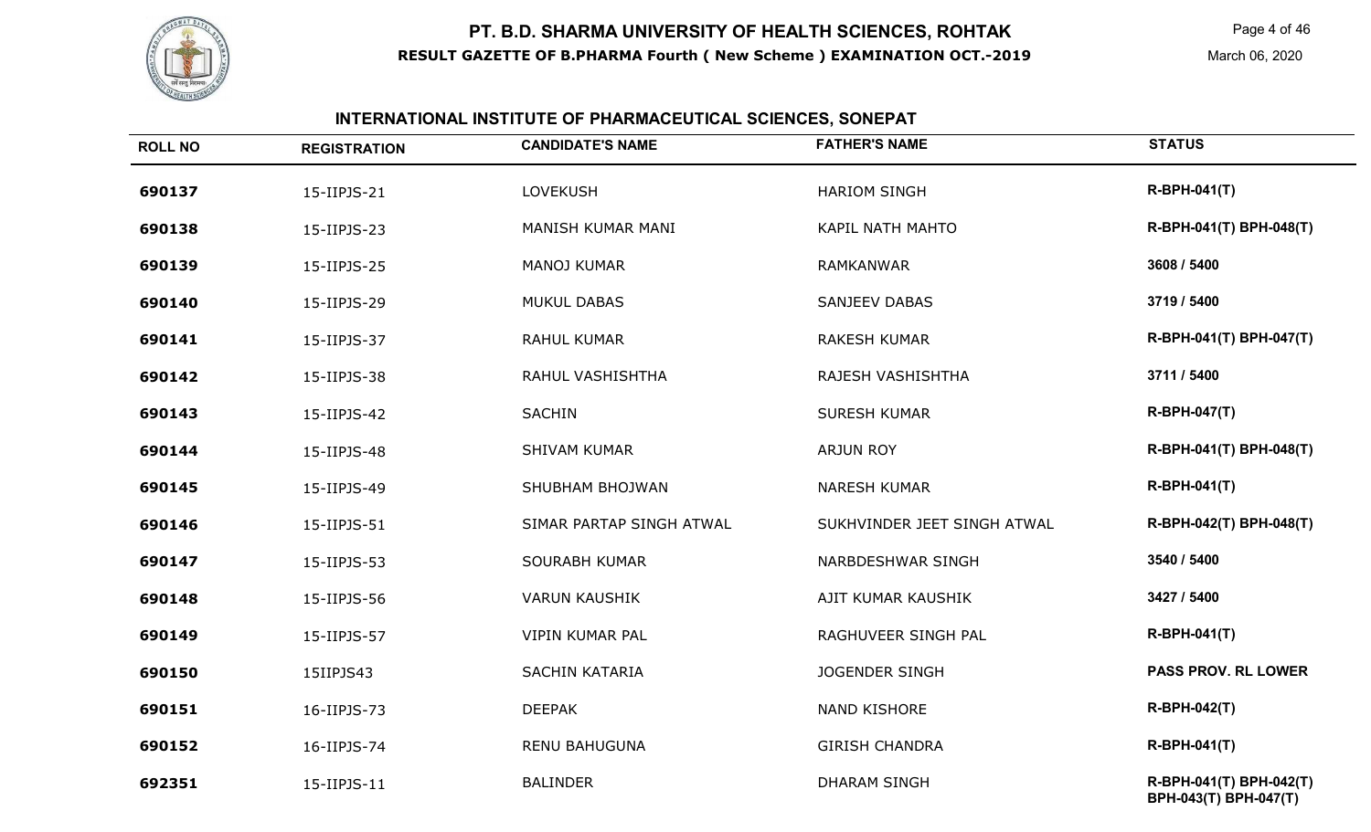## INTERNATIONAL INSTITUTE OF PHARMACEUTICAL SCIENCES, SONEPAT

| ROLL NO | REGISTRATION | CANDIDATE'S NAME | FATHER'S NAME | STATUS |
|---|---|---|---|---|
| 690137 | 15-IIPJS-21 | LOVEKUSH | HARIOM SINGH | R-BPH-041(T) |
| 690138 | 15-IIPJS-23 | MANISH KUMAR MANI | KAPIL NATH MAHTO | R-BPH-041(T) BPH-048(T) |
| 690139 | 15-IIPJS-25 | MANOJ KUMAR | RAMKANWAR | 3608 / 5400 |
| 690140 | 15-IIPJS-29 | MUKUL DABAS | SANJEEV DABAS | 3719 / 5400 |
| 690141 | 15-IIPJS-37 | RAHUL KUMAR | RAKESH KUMAR | R-BPH-041(T) BPH-047(T) |
| 690142 | 15-IIPJS-38 | RAHUL VASHISHTHA | RAJESH VASHISHTHA | 3711 / 5400 |
| 690143 | 15-IIPJS-42 | SACHIN | SURESH KUMAR | R-BPH-047(T) |
| 690144 | 15-IIPJS-48 | SHIVAM KUMAR | ARJUN ROY | R-BPH-041(T) BPH-048(T) |
| 690145 | 15-IIPJS-49 | SHUBHAM BHOJWAN | NARESH KUMAR | R-BPH-041(T) |
| 690146 | 15-IIPJS-51 | SIMAR PARTAP SINGH ATWAL | SUKHVINDER JEET SINGH ATWAL | R-BPH-042(T) BPH-048(T) |
| 690147 | 15-IIPJS-53 | SOURABH KUMAR | NARBDESHWAR SINGH | 3540 / 5400 |
| 690148 | 15-IIPJS-56 | VARUN KAUSHIK | AJIT KUMAR KAUSHIK | 3427 / 5400 |
| 690149 | 15-IIPJS-57 | VIPIN KUMAR PAL | RAGHUVEER SINGH PAL | R-BPH-041(T) |
| 690150 | 15IIPJS43 | SACHIN KATARIA | JOGENDER SINGH | PASS PROV. RL LOWER |
| 690151 | 16-IIPJS-73 | DEEPAK | NAND KISHORE | R-BPH-042(T) |
| 690152 | 16-IIPJS-74 | RENU BAHUGUNA | GIRISH CHANDRA | R-BPH-041(T) |
| 692351 | 15-IIPJS-11 | BALINDER | DHARAM SINGH | R-BPH-041(T) BPH-042(T) BPH-043(T) BPH-047(T) |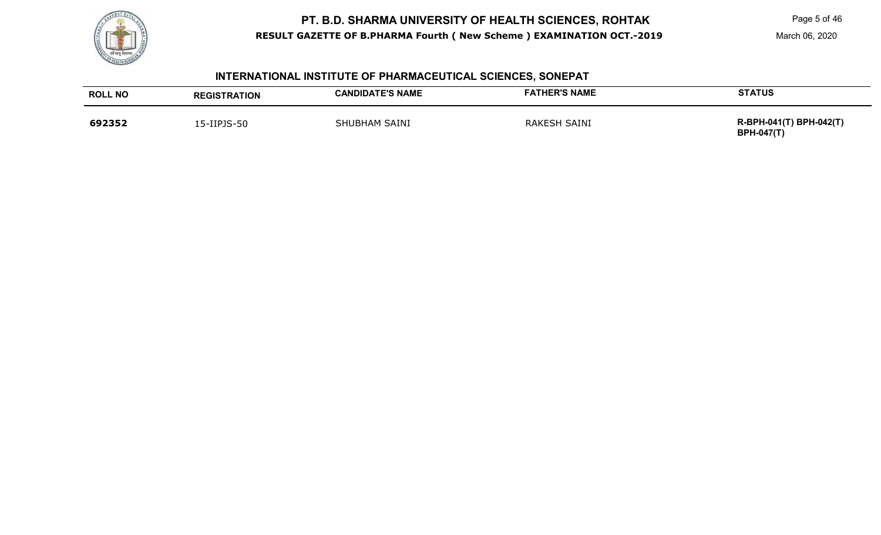## INTERNATIONAL INSTITUTE OF PHARMACEUTICAL SCIENCES, SONEPAT

| ROLL NO | REGISTRATION | CANDIDATE'S NAME | FATHER'S NAME | STATUS |
|---|---|---|---|---|
| **692352** | 15-IIPJS-50 | SHUBHAM SAINI | RAKESH SAINI | **R-BPH-041(T) BPH-042(T) BPH-047(T)** |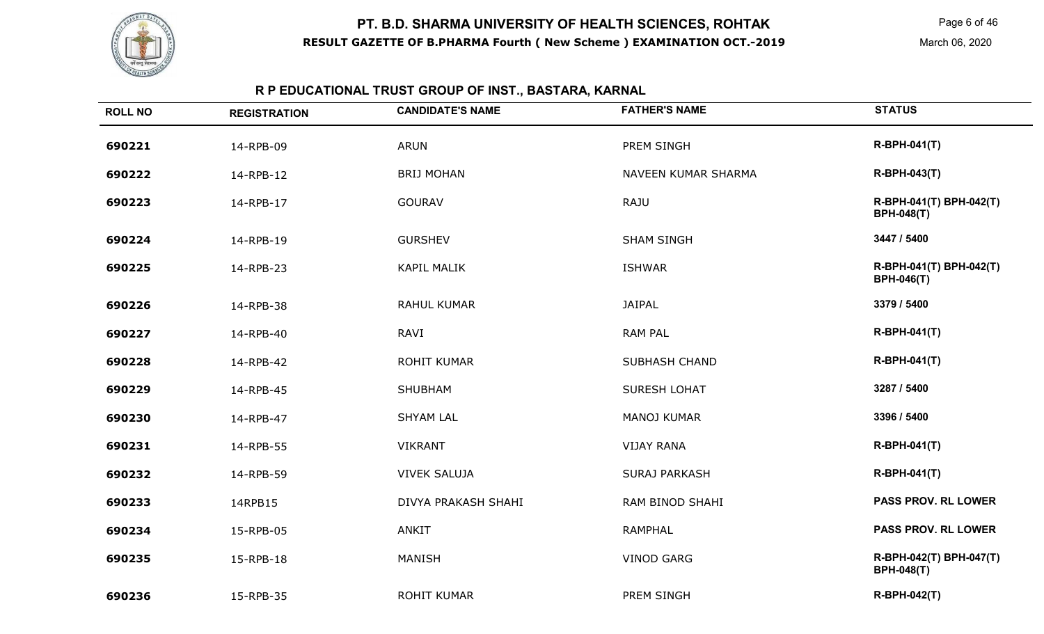## R P EDUCATIONAL TRUST GROUP OF INST., BASTARA, KARNAL

| ROLL NO | REGISTRATION | CANDIDATE'S NAME | FATHER'S NAME | STATUS |
|---|---|---|---|---|
| 690221 | 14-RPB-09 | ARUN | PREM SINGH | R-BPH-041(T) |
| 690222 | 14-RPB-12 | BRIJ MOHAN | NAVEEN KUMAR SHARMA | R-BPH-043(T) |
| 690223 | 14-RPB-17 | GOURAV | RAJU | R-BPH-041(T) BPH-042(T) BPH-048(T) |
| 690224 | 14-RPB-19 | GURSHEV | SHAM SINGH | 3447 / 5400 |
| 690225 | 14-RPB-23 | KAPIL MALIK | ISHWAR | R-BPH-041(T) BPH-042(T) BPH-046(T) |
| 690226 | 14-RPB-38 | RAHUL KUMAR | JAIPAL | 3379 / 5400 |
| 690227 | 14-RPB-40 | RAVI | RAM PAL | R-BPH-041(T) |
| 690228 | 14-RPB-42 | ROHIT KUMAR | SUBHASH CHAND | R-BPH-041(T) |
| 690229 | 14-RPB-45 | SHUBHAM | SURESH LOHAT | 3287 / 5400 |
| 690230 | 14-RPB-47 | SHYAM LAL | MANOJ KUMAR | 3396 / 5400 |
| 690231 | 14-RPB-55 | VIKRANT | VIJAY RANA | R-BPH-041(T) |
| 690232 | 14-RPB-59 | VIVEK SALUJA | SURAJ PARKASH | R-BPH-041(T) |
| 690233 | 14RPB15 | DIVYA PRAKASH SHAHI | RAM BINOD SHAHI | PASS PROV. RL LOWER |
| 690234 | 15-RPB-05 | ANKIT | RAMPHAL | PASS PROV. RL LOWER |
| 690235 | 15-RPB-18 | MANISH | VINOD GARG | R-BPH-042(T) BPH-047(T) BPH-048(T) |
| 690236 | 15-RPB-35 | ROHIT KUMAR | PREM SINGH | R-BPH-042(T) |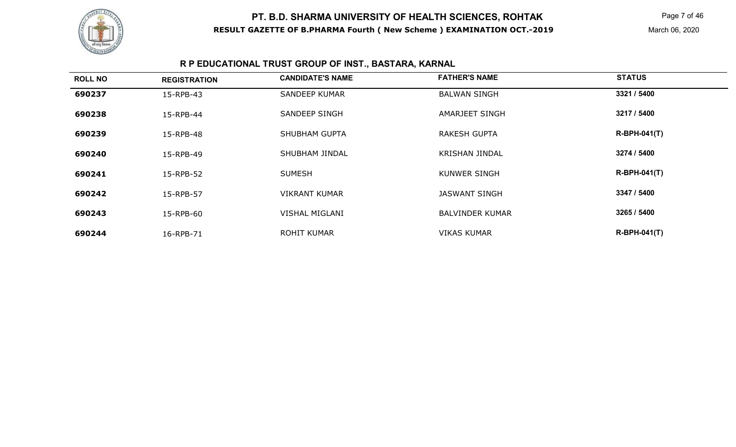# PT. B.D. SHARMA UNIVERSITY OF HEALTH SCIENCES, ROHTAK

**RESULT GAZETTE OF B.PHARMA Fourth ( New Scheme ) EXAMINATION OCT.-2019**

March 06, 2020

## R P EDUCATIONAL TRUST GROUP OF INST., BASTARA, KARNAL

| ROLL NO | REGISTRATION | CANDIDATE'S NAME | FATHER'S NAME | STATUS |
|---|---|---|---|---|
| **690237** | 15-RPB-43 | SANDEEP KUMAR | BALWAN SINGH | **3321 / 5400** |
| **690238** | 15-RPB-44 | SANDEEP SINGH | AMARJEET SINGH | **3217 / 5400** |
| **690239** | 15-RPB-48 | SHUBHAM GUPTA | RAKESH GUPTA | **R-BPH-041(T)** |
| **690240** | 15-RPB-49 | SHUBHAM JINDAL | KRISHAN JINDAL | **3274 / 5400** |
| **690241** | 15-RPB-52 | SUMESH | KUNWER SINGH | **R-BPH-041(T)** |
| **690242** | 15-RPB-57 | VIKRANT KUMAR | JASWANT SINGH | **3347 / 5400** |
| **690243** | 15-RPB-60 | VISHAL MIGLANI | BALVINDER KUMAR | **3265 / 5400** |
| **690244** | 16-RPB-71 | ROHIT KUMAR | VIKAS KUMAR | **R-BPH-041(T)** |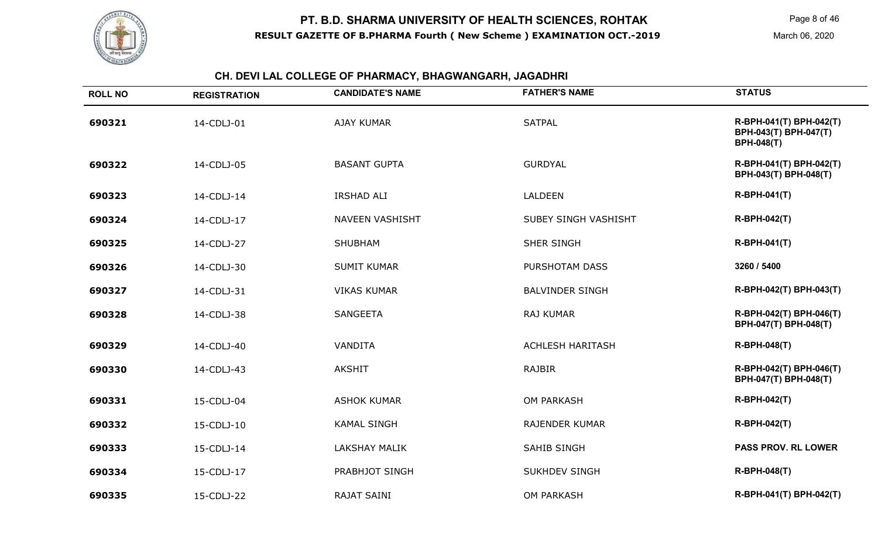# PT. B.D. SHARMA UNIVERSITY OF HEALTH SCIENCES, ROHTAK

**RESULT GAZETTE OF B.PHARMA Fourth ( New Scheme ) EXAMINATION OCT.-2019**

March 06, 2020

## CH. DEVI LAL COLLEGE OF PHARMACY, BHAGWANGARH, JAGADHRI

| ROLL NO | REGISTRATION | CANDIDATE'S NAME | FATHER'S NAME | STATUS |
|---|---|---|---|---|
| 690321 | 14-CDLJ-01 | AJAY KUMAR | SATPAL | R-BPH-041(T) BPH-042(T) BPH-043(T) BPH-047(T) BPH-048(T) |
| 690322 | 14-CDLJ-05 | BASANT GUPTA | GURDYAL | R-BPH-041(T) BPH-042(T) BPH-043(T) BPH-048(T) |
| 690323 | 14-CDLJ-14 | IRSHAD ALI | LALDEEN | R-BPH-041(T) |
| 690324 | 14-CDLJ-17 | NAVEEN VASHISHT | SUBEY SINGH VASHISHT | R-BPH-042(T) |
| 690325 | 14-CDLJ-27 | SHUBHAM | SHER SINGH | R-BPH-041(T) |
| 690326 | 14-CDLJ-30 | SUMIT KUMAR | PURSHOTAM DASS | 3260 / 5400 |
| 690327 | 14-CDLJ-31 | VIKAS KUMAR | BALVINDER SINGH | R-BPH-042(T) BPH-043(T) |
| 690328 | 14-CDLJ-38 | SANGEETA | RAJ KUMAR | R-BPH-042(T) BPH-046(T) BPH-047(T) BPH-048(T) |
| 690329 | 14-CDLJ-40 | VANDITA | ACHLESH HARITASH | R-BPH-048(T) |
| 690330 | 14-CDLJ-43 | AKSHIT | RAJBIR | R-BPH-042(T) BPH-046(T) BPH-047(T) BPH-048(T) |
| 690331 | 15-CDLJ-04 | ASHOK KUMAR | OM PARKASH | R-BPH-042(T) |
| 690332 | 15-CDLJ-10 | KAMAL SINGH | RAJENDER KUMAR | R-BPH-042(T) |
| 690333 | 15-CDLJ-14 | LAKSHAY MALIK | SAHIB SINGH | PASS PROV. RL LOWER |
| 690334 | 15-CDLJ-17 | PRABHJOT SINGH | SUKHDEV SINGH | R-BPH-048(T) |
| 690335 | 15-CDLJ-22 | RAJAT SAINI | OM PARKASH | R-BPH-041(T) BPH-042(T) |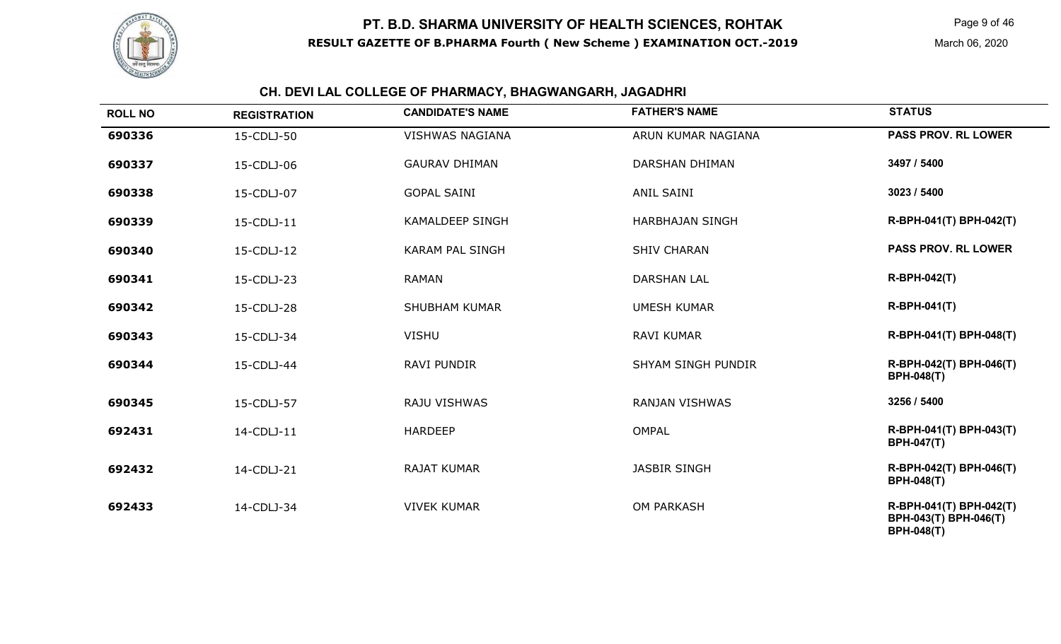# PT. B.D. SHARMA UNIVERSITY OF HEALTH SCIENCES, ROHTAK

**RESULT GAZETTE OF B.PHARMA Fourth ( New Scheme ) EXAMINATION OCT.-2019**

March 06, 2020

## CH. DEVI LAL COLLEGE OF PHARMACY, BHAGWANGARH, JAGADHRI

| ROLL NO | REGISTRATION | CANDIDATE'S NAME | FATHER'S NAME | STATUS |
|---|---|---|---|---|
| **690336** | 15-CDLJ-50 | VISHWAS NAGIANA | ARUN KUMAR NAGIANA | **PASS PROV. RL LOWER** |
| **690337** | 15-CDLJ-06 | GAURAV DHIMAN | DARSHAN DHIMAN | **3497 / 5400** |
| **690338** | 15-CDLJ-07 | GOPAL SAINI | ANIL SAINI | **3023 / 5400** |
| **690339** | 15-CDLJ-11 | KAMALDEEP SINGH | HARBHAJAN SINGH | **R-BPH-041(T) BPH-042(T)** |
| **690340** | 15-CDLJ-12 | KARAM PAL SINGH | SHIV CHARAN | **PASS PROV. RL LOWER** |
| **690341** | 15-CDLJ-23 | RAMAN | DARSHAN LAL | **R-BPH-042(T)** |
| **690342** | 15-CDLJ-28 | SHUBHAM KUMAR | UMESH KUMAR | **R-BPH-041(T)** |
| **690343** | 15-CDLJ-34 | VISHU | RAVI KUMAR | **R-BPH-041(T) BPH-048(T)** |
| **690344** | 15-CDLJ-44 | RAVI PUNDIR | SHYAM SINGH PUNDIR | **R-BPH-042(T) BPH-046(T) BPH-048(T)** |
| **690345** | 15-CDLJ-57 | RAJU VISHWAS | RANJAN VISHWAS | **3256 / 5400** |
| **692431** | 14-CDLJ-11 | HARDEEP | OMPAL | **R-BPH-041(T) BPH-043(T) BPH-047(T)** |
| **692432** | 14-CDLJ-21 | RAJAT KUMAR | JASBIR SINGH | **R-BPH-042(T) BPH-046(T) BPH-048(T)** |
| **692433** | 14-CDLJ-34 | VIVEK KUMAR | OM PARKASH | **R-BPH-041(T) BPH-042(T) BPH-043(T) BPH-046(T) BPH-048(T)** |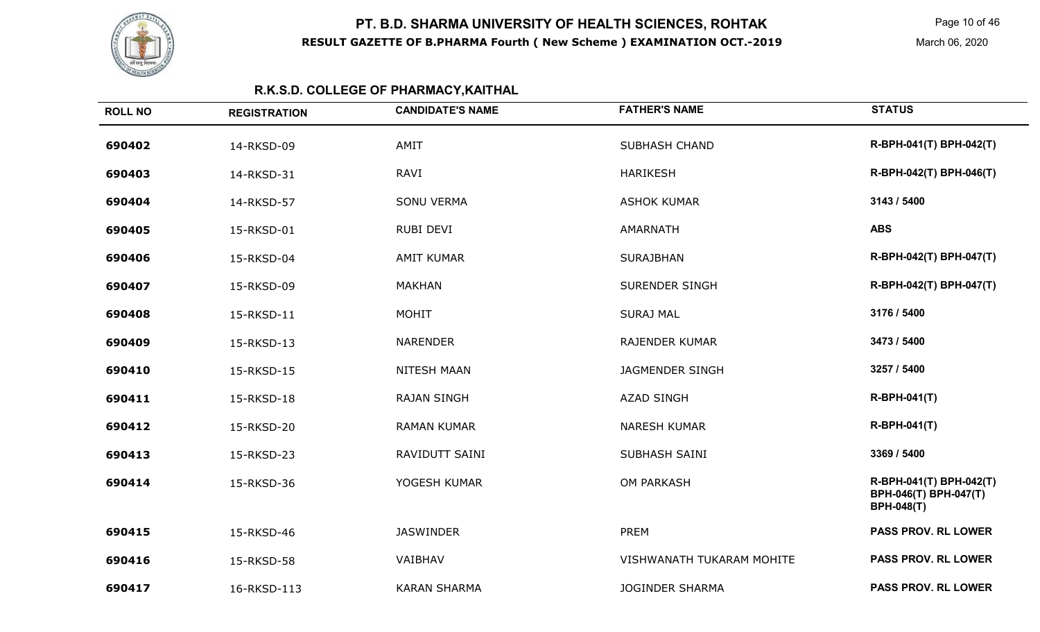# PT. B.D. SHARMA UNIVERSITY OF HEALTH SCIENCES, ROHTAK

**RESULT GAZETTE OF B.PHARMA Fourth ( New Scheme ) EXAMINATION OCT.-2019**

March 06, 2020

## R.K.S.D. COLLEGE OF PHARMACY,KAITHAL

| ROLL NO | REGISTRATION | CANDIDATE'S NAME | FATHER'S NAME | STATUS |
|---|---|---|---|---|
| 690402 | 14-RKSD-09 | AMIT | SUBHASH CHAND | R-BPH-041(T) BPH-042(T) |
| 690403 | 14-RKSD-31 | RAVI | HARIKESH | R-BPH-042(T) BPH-046(T) |
| 690404 | 14-RKSD-57 | SONU VERMA | ASHOK KUMAR | 3143 / 5400 |
| 690405 | 15-RKSD-01 | RUBI DEVI | AMARNATH | ABS |
| 690406 | 15-RKSD-04 | AMIT KUMAR | SURAJBHAN | R-BPH-042(T) BPH-047(T) |
| 690407 | 15-RKSD-09 | MAKHAN | SURENDER SINGH | R-BPH-042(T) BPH-047(T) |
| 690408 | 15-RKSD-11 | MOHIT | SURAJ MAL | 3176 / 5400 |
| 690409 | 15-RKSD-13 | NARENDER | RAJENDER KUMAR | 3473 / 5400 |
| 690410 | 15-RKSD-15 | NITESH MAAN | JAGMENDER SINGH | 3257 / 5400 |
| 690411 | 15-RKSD-18 | RAJAN SINGH | AZAD SINGH | R-BPH-041(T) |
| 690412 | 15-RKSD-20 | RAMAN KUMAR | NARESH KUMAR | R-BPH-041(T) |
| 690413 | 15-RKSD-23 | RAVIDUTT SAINI | SUBHASH SAINI | 3369 / 5400 |
| 690414 | 15-RKSD-36 | YOGESH KUMAR | OM PARKASH | R-BPH-041(T) BPH-042(T) BPH-046(T) BPH-047(T) BPH-048(T) |
| 690415 | 15-RKSD-46 | JASWINDER | PREM | PASS PROV. RL LOWER |
| 690416 | 15-RKSD-58 | VAIBHAV | VISHWANATH TUKARAM MOHITE | PASS PROV. RL LOWER |
| 690417 | 16-RKSD-113 | KARAN SHARMA | JOGINDER SHARMA | PASS PROV. RL LOWER |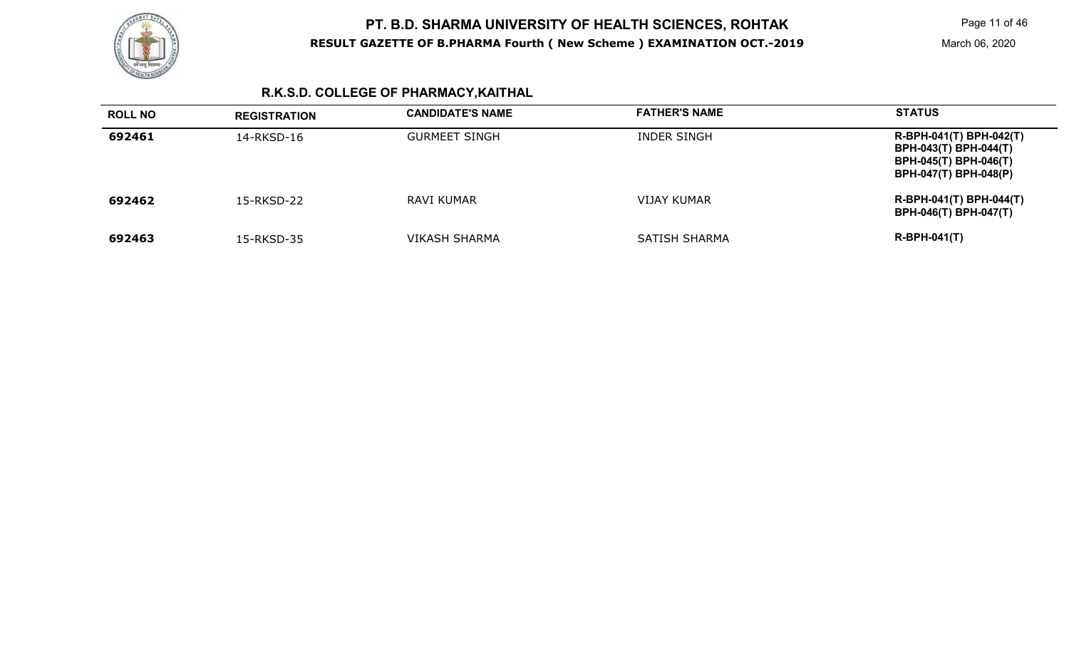# PT. B.D. SHARMA UNIVERSITY OF HEALTH SCIENCES, ROHTAK

**RESULT GAZETTE OF B.PHARMA Fourth ( New Scheme ) EXAMINATION OCT.-2019**

March 06, 2020

## R.K.S.D. COLLEGE OF PHARMACY,KAITHAL

| ROLL NO | REGISTRATION | CANDIDATE'S NAME | FATHER'S NAME | STATUS |
|---|---|---|---|---|
| **692461** | 14-RKSD-16 | GURMEET SINGH | INDER SINGH | **R-BPH-041(T) BPH-042(T) BPH-043(T) BPH-044(T) BPH-045(T) BPH-046(T) BPH-047(T) BPH-048(P)** |
| **692462** | 15-RKSD-22 | RAVI KUMAR | VIJAY KUMAR | **R-BPH-041(T) BPH-044(T) BPH-046(T) BPH-047(T)** |
| **692463** | 15-RKSD-35 | VIKASH SHARMA | SATISH SHARMA | **R-BPH-041(T)** |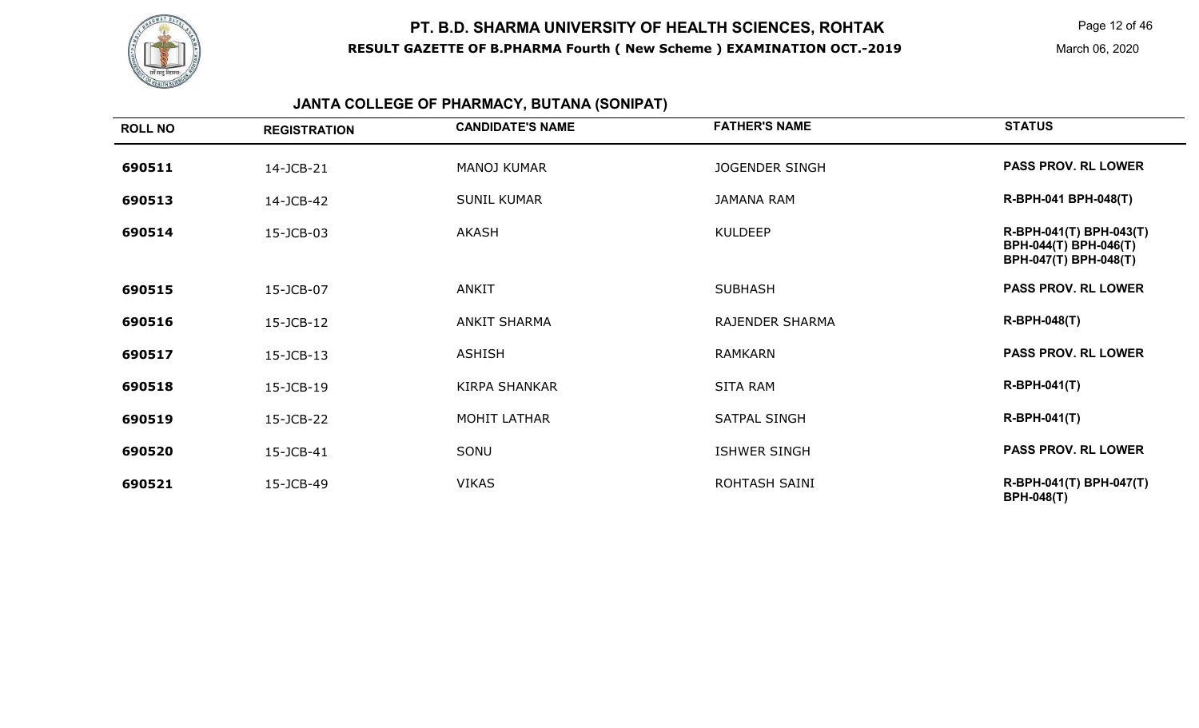# PT. B.D. SHARMA UNIVERSITY OF HEALTH SCIENCES, ROHTAK

**RESULT GAZETTE OF B.PHARMA Fourth ( New Scheme ) EXAMINATION OCT.-2019**

March 06, 2020

## JANTA COLLEGE OF PHARMACY, BUTANA (SONIPAT)

| ROLL NO | REGISTRATION | CANDIDATE'S NAME | FATHER'S NAME | STATUS |
|---|---|---|---|---|
| 690511 | 14-JCB-21 | MANOJ KUMAR | JOGENDER SINGH | PASS PROV. RL LOWER |
| 690513 | 14-JCB-42 | SUNIL KUMAR | JAMANA RAM | R-BPH-041 BPH-048(T) |
| 690514 | 15-JCB-03 | AKASH | KULDEEP | R-BPH-041(T) BPH-043(T) BPH-044(T) BPH-046(T) BPH-047(T) BPH-048(T) |
| 690515 | 15-JCB-07 | ANKIT | SUBHASH | PASS PROV. RL LOWER |
| 690516 | 15-JCB-12 | ANKIT SHARMA | RAJENDER SHARMA | R-BPH-048(T) |
| 690517 | 15-JCB-13 | ASHISH | RAMKARN | PASS PROV. RL LOWER |
| 690518 | 15-JCB-19 | KIRPA SHANKAR | SITA RAM | R-BPH-041(T) |
| 690519 | 15-JCB-22 | MOHIT LATHAR | SATPAL SINGH | R-BPH-041(T) |
| 690520 | 15-JCB-41 | SONU | ISHWER SINGH | PASS PROV. RL LOWER |
| 690521 | 15-JCB-49 | VIKAS | ROHTASH SAINI | R-BPH-041(T) BPH-047(T) BPH-048(T) |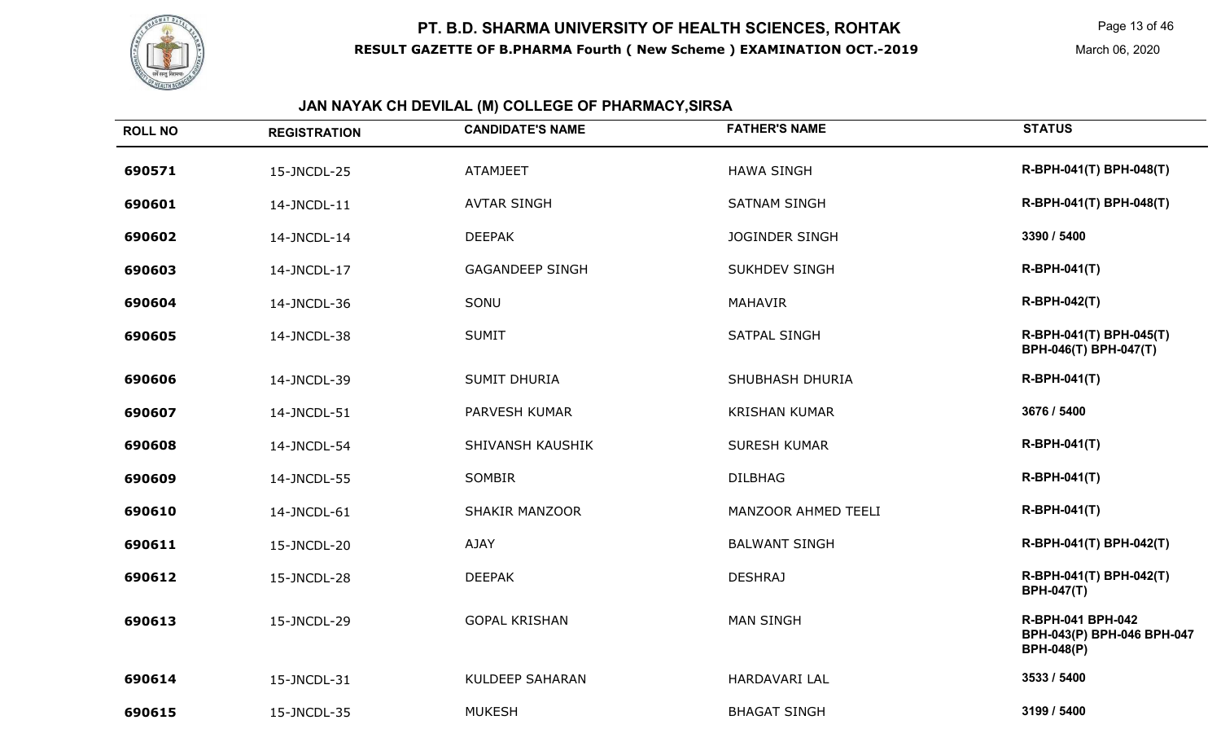# PT. B.D. SHARMA UNIVERSITY OF HEALTH SCIENCES, ROHTAK

**RESULT GAZETTE OF B.PHARMA Fourth ( New Scheme ) EXAMINATION OCT.-2019**

March 06, 2020

## JAN NAYAK CH DEVILAL (M) COLLEGE OF PHARMACY,SIRSA

| ROLL NO | REGISTRATION | CANDIDATE'S NAME | FATHER'S NAME | STATUS |
|---|---|---|---|---|
| 690571 | 15-JNCDL-25 | ATAMJEET | HAWA SINGH | R-BPH-041(T) BPH-048(T) |
| 690601 | 14-JNCDL-11 | AVTAR SINGH | SATNAM SINGH | R-BPH-041(T) BPH-048(T) |
| 690602 | 14-JNCDL-14 | DEEPAK | JOGINDER SINGH | 3390 / 5400 |
| 690603 | 14-JNCDL-17 | GAGANDEEP SINGH | SUKHDEV SINGH | R-BPH-041(T) |
| 690604 | 14-JNCDL-36 | SONU | MAHAVIR | R-BPH-042(T) |
| 690605 | 14-JNCDL-38 | SUMIT | SATPAL SINGH | R-BPH-041(T) BPH-045(T) BPH-046(T) BPH-047(T) |
| 690606 | 14-JNCDL-39 | SUMIT DHURIA | SHUBHASH DHURIA | R-BPH-041(T) |
| 690607 | 14-JNCDL-51 | PARVESH KUMAR | KRISHAN KUMAR | 3676 / 5400 |
| 690608 | 14-JNCDL-54 | SHIVANSH KAUSHIK | SURESH KUMAR | R-BPH-041(T) |
| 690609 | 14-JNCDL-55 | SOMBIR | DILBHAG | R-BPH-041(T) |
| 690610 | 14-JNCDL-61 | SHAKIR MANZOOR | MANZOOR AHMED TEELI | R-BPH-041(T) |
| 690611 | 15-JNCDL-20 | AJAY | BALWANT SINGH | R-BPH-041(T) BPH-042(T) |
| 690612 | 15-JNCDL-28 | DEEPAK | DESHRAJ | R-BPH-041(T) BPH-042(T) BPH-047(T) |
| 690613 | 15-JNCDL-29 | GOPAL KRISHAN | MAN SINGH | R-BPH-041 BPH-042 BPH-043(P) BPH-046 BPH-047 BPH-048(P) |
| 690614 | 15-JNCDL-31 | KULDEEP SAHARAN | HARDAVARI LAL | 3533 / 5400 |
| 690615 | 15-JNCDL-35 | MUKESH | BHAGAT SINGH | 3199 / 5400 |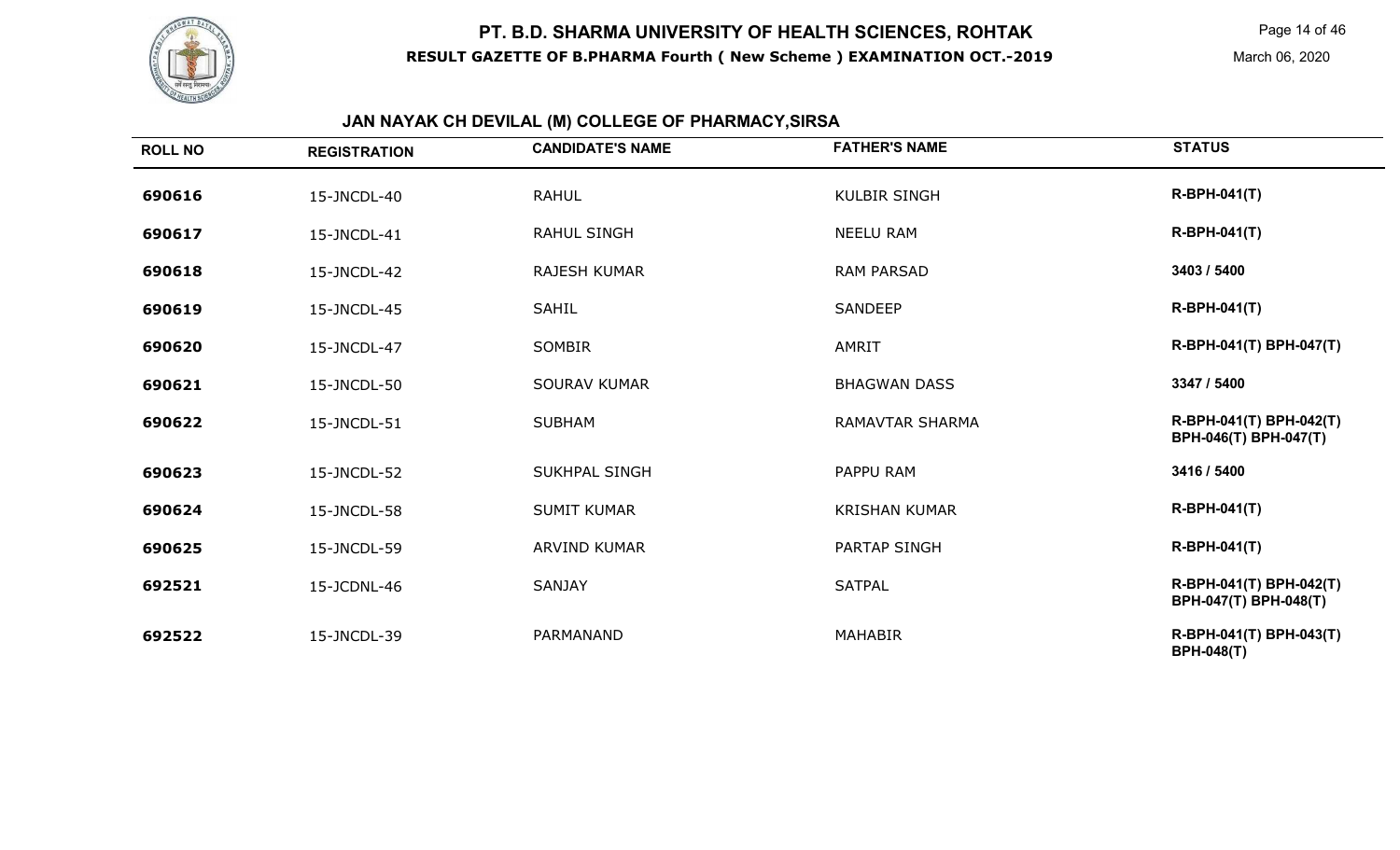# PT. B.D. SHARMA UNIVERSITY OF HEALTH SCIENCES, ROHTAK

**RESULT GAZETTE OF B.PHARMA Fourth ( New Scheme ) EXAMINATION OCT.-2019**

March 06, 2020

## JAN NAYAK CH DEVILAL (M) COLLEGE OF PHARMACY,SIRSA

| ROLL NO | REGISTRATION | CANDIDATE'S NAME | FATHER'S NAME | STATUS |
|---|---|---|---|---|
| 690616 | 15-JNCDL-40 | RAHUL | KULBIR SINGH | R-BPH-041(T) |
| 690617 | 15-JNCDL-41 | RAHUL SINGH | NEELU RAM | R-BPH-041(T) |
| 690618 | 15-JNCDL-42 | RAJESH KUMAR | RAM PARSAD | 3403 / 5400 |
| 690619 | 15-JNCDL-45 | SAHIL | SANDEEP | R-BPH-041(T) |
| 690620 | 15-JNCDL-47 | SOMBIR | AMRIT | R-BPH-041(T) BPH-047(T) |
| 690621 | 15-JNCDL-50 | SOURAV KUMAR | BHAGWAN DASS | 3347 / 5400 |
| 690622 | 15-JNCDL-51 | SUBHAM | RAMAVTAR SHARMA | R-BPH-041(T) BPH-042(T) BPH-046(T) BPH-047(T) |
| 690623 | 15-JNCDL-52 | SUKHPAL SINGH | PAPPU RAM | 3416 / 5400 |
| 690624 | 15-JNCDL-58 | SUMIT KUMAR | KRISHAN KUMAR | R-BPH-041(T) |
| 690625 | 15-JNCDL-59 | ARVIND KUMAR | PARTAP SINGH | R-BPH-041(T) |
| 692521 | 15-JCDNL-46 | SANJAY | SATPAL | R-BPH-041(T) BPH-042(T) BPH-047(T) BPH-048(T) |
| 692522 | 15-JNCDL-39 | PARMANAND | MAHABIR | R-BPH-041(T) BPH-043(T) BPH-048(T) |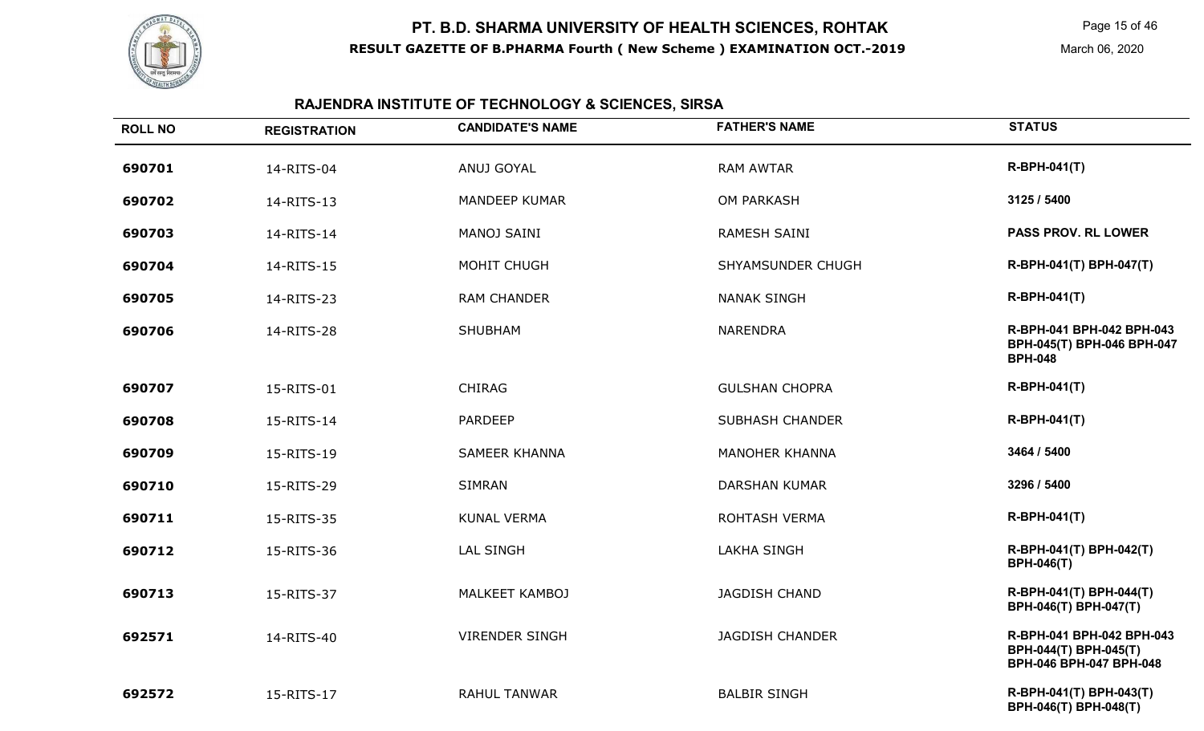# PT. B.D. SHARMA UNIVERSITY OF HEALTH SCIENCES, ROHTAK

**RESULT GAZETTE OF B.PHARMA Fourth ( New Scheme ) EXAMINATION OCT.-2019**

March 06, 2020

## RAJENDRA INSTITUTE OF TECHNOLOGY & SCIENCES, SIRSA

| ROLL NO | REGISTRATION | CANDIDATE'S NAME | FATHER'S NAME | STATUS |
|---|---|---|---|---|
| 690701 | 14-RITS-04 | ANUJ GOYAL | RAM AWTAR | R-BPH-041(T) |
| 690702 | 14-RITS-13 | MANDEEP KUMAR | OM PARKASH | 3125 / 5400 |
| 690703 | 14-RITS-14 | MANOJ SAINI | RAMESH SAINI | PASS PROV. RL LOWER |
| 690704 | 14-RITS-15 | MOHIT CHUGH | SHYAMSUNDER CHUGH | R-BPH-041(T) BPH-047(T) |
| 690705 | 14-RITS-23 | RAM CHANDER | NANAK SINGH | R-BPH-041(T) |
| 690706 | 14-RITS-28 | SHUBHAM | NARENDRA | R-BPH-041 BPH-042 BPH-043 BPH-045(T) BPH-046 BPH-047 BPH-048 |
| 690707 | 15-RITS-01 | CHIRAG | GULSHAN CHOPRA | R-BPH-041(T) |
| 690708 | 15-RITS-14 | PARDEEP | SUBHASH CHANDER | R-BPH-041(T) |
| 690709 | 15-RITS-19 | SAMEER KHANNA | MANOHER KHANNA | 3464 / 5400 |
| 690710 | 15-RITS-29 | SIMRAN | DARSHAN KUMAR | 3296 / 5400 |
| 690711 | 15-RITS-35 | KUNAL VERMA | ROHTASH VERMA | R-BPH-041(T) |
| 690712 | 15-RITS-36 | LAL SINGH | LAKHA SINGH | R-BPH-041(T) BPH-042(T) BPH-046(T) |
| 690713 | 15-RITS-37 | MALKEET KAMBOJ | JAGDISH CHAND | R-BPH-041(T) BPH-044(T) BPH-046(T) BPH-047(T) |
| 692571 | 14-RITS-40 | VIRENDER SINGH | JAGDISH CHANDER | R-BPH-041 BPH-042 BPH-043 BPH-044(T) BPH-045(T) BPH-046 BPH-047 BPH-048 |
| 692572 | 15-RITS-17 | RAHUL TANWAR | BALBIR SINGH | R-BPH-041(T) BPH-043(T) BPH-046(T) BPH-048(T) |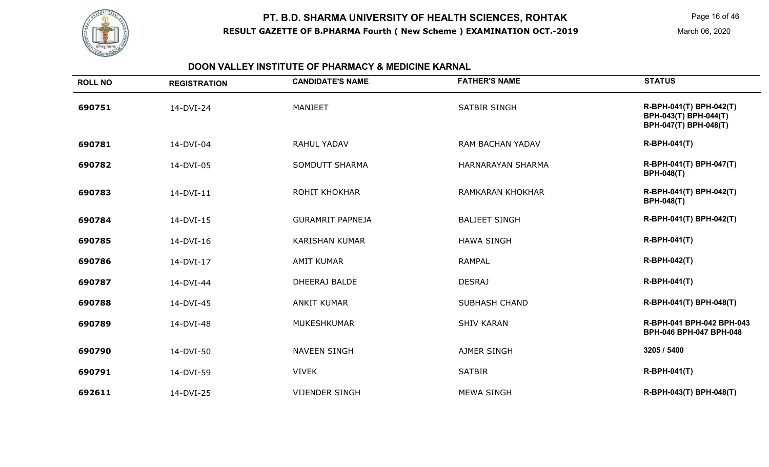# PT. B.D. SHARMA UNIVERSITY OF HEALTH SCIENCES, ROHTAK

**RESULT GAZETTE OF B.PHARMA Fourth ( New Scheme ) EXAMINATION OCT.-2019**

March 06, 2020

## DOON VALLEY INSTITUTE OF PHARMACY & MEDICINE KARNAL

| ROLL NO | REGISTRATION | CANDIDATE'S NAME | FATHER'S NAME | STATUS |
|---|---|---|---|---|
| 690751 | 14-DVI-24 | MANJEET | SATBIR SINGH | R-BPH-041(T) BPH-042(T) BPH-043(T) BPH-044(T) BPH-047(T) BPH-048(T) |
| 690781 | 14-DVI-04 | RAHUL YADAV | RAM BACHAN YADAV | R-BPH-041(T) |
| 690782 | 14-DVI-05 | SOMDUTT SHARMA | HARNARAYAN SHARMA | R-BPH-041(T) BPH-047(T) BPH-048(T) |
| 690783 | 14-DVI-11 | ROHIT KHOKHAR | RAMKARAN KHOKHAR | R-BPH-041(T) BPH-042(T) BPH-048(T) |
| 690784 | 14-DVI-15 | GURAMRIT PAPNEJA | BALJEET SINGH | R-BPH-041(T) BPH-042(T) |
| 690785 | 14-DVI-16 | KARISHAN KUMAR | HAWA SINGH | R-BPH-041(T) |
| 690786 | 14-DVI-17 | AMIT KUMAR | RAMPAL | R-BPH-042(T) |
| 690787 | 14-DVI-44 | DHEERAJ BALDE | DESRAJ | R-BPH-041(T) |
| 690788 | 14-DVI-45 | ANKIT KUMAR | SUBHASH CHAND | R-BPH-041(T) BPH-048(T) |
| 690789 | 14-DVI-48 | MUKESHKUMAR | SHIV KARAN | R-BPH-041 BPH-042 BPH-043 BPH-046 BPH-047 BPH-048 |
| 690790 | 14-DVI-50 | NAVEEN SINGH | AJMER SINGH | 3205 / 5400 |
| 690791 | 14-DVI-59 | VIVEK | SATBIR | R-BPH-041(T) |
| 692611 | 14-DVI-25 | VIJENDER SINGH | MEWA SINGH | R-BPH-043(T) BPH-048(T) |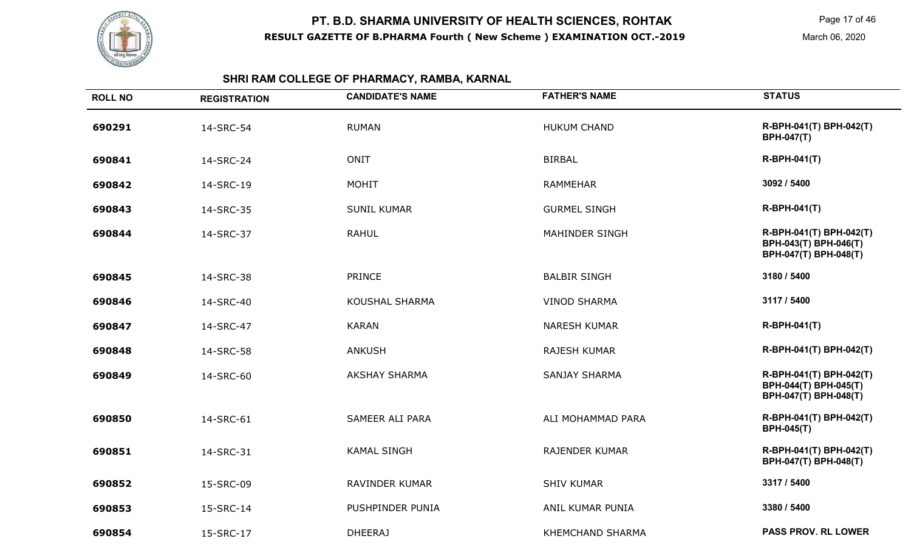# PT. B.D. SHARMA UNIVERSITY OF HEALTH SCIENCES, ROHTAK

## RESULT GAZETTE OF B.PHARMA Fourth ( New Scheme ) EXAMINATION OCT.-2019

March 06, 2020

### SHRI RAM COLLEGE OF PHARMACY, RAMBA, KARNAL

| ROLL NO | REGISTRATION | CANDIDATE'S NAME | FATHER'S NAME | STATUS |
|---|---|---|---|---|
| 690291 | 14-SRC-54 | RUMAN | HUKUM CHAND | R-BPH-041(T) BPH-042(T) BPH-047(T) |
| 690841 | 14-SRC-24 | ONIT | BIRBAL | R-BPH-041(T) |
| 690842 | 14-SRC-19 | MOHIT | RAMMEHAR | 3092 / 5400 |
| 690843 | 14-SRC-35 | SUNIL KUMAR | GURMEL SINGH | R-BPH-041(T) |
| 690844 | 14-SRC-37 | RAHUL | MAHINDER SINGH | R-BPH-041(T) BPH-042(T) BPH-043(T) BPH-046(T) BPH-047(T) BPH-048(T) |
| 690845 | 14-SRC-38 | PRINCE | BALBIR SINGH | 3180 / 5400 |
| 690846 | 14-SRC-40 | KOUSHAL SHARMA | VINOD SHARMA | 3117 / 5400 |
| 690847 | 14-SRC-47 | KARAN | NARESH KUMAR | R-BPH-041(T) |
| 690848 | 14-SRC-58 | ANKUSH | RAJESH KUMAR | R-BPH-041(T) BPH-042(T) |
| 690849 | 14-SRC-60 | AKSHAY SHARMA | SANJAY SHARMA | R-BPH-041(T) BPH-042(T) BPH-044(T) BPH-045(T) BPH-047(T) BPH-048(T) |
| 690850 | 14-SRC-61 | SAMEER ALI PARA | ALI MOHAMMAD PARA | R-BPH-041(T) BPH-042(T) BPH-045(T) |
| 690851 | 14-SRC-31 | KAMAL SINGH | RAJENDER KUMAR | R-BPH-041(T) BPH-042(T) BPH-047(T) BPH-048(T) |
| 690852 | 15-SRC-09 | RAVINDER KUMAR | SHIV KUMAR | 3317 / 5400 |
| 690853 | 15-SRC-14 | PUSHPINDER PUNIA | ANIL KUMAR PUNIA | 3380 / 5400 |
| 690854 | 15-SRC-17 | DHEERAJ | KHEMCHAND SHARMA | PASS PROV. RL LOWER |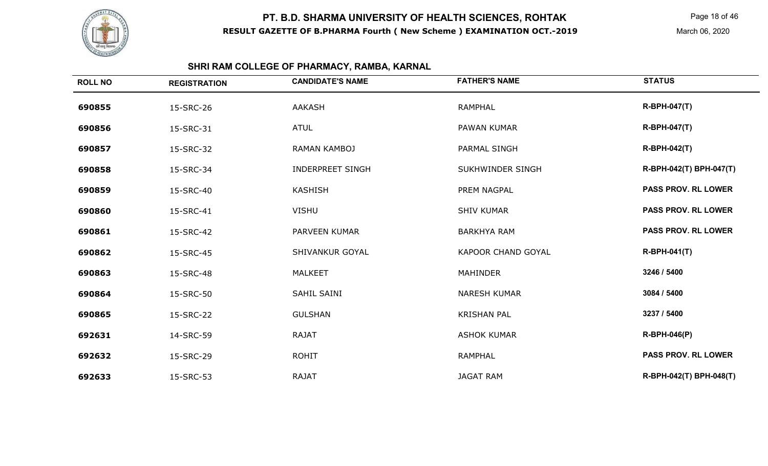# PT. B.D. SHARMA UNIVERSITY OF HEALTH SCIENCES, ROHTAK

**RESULT GAZETTE OF B.PHARMA Fourth ( New Scheme ) EXAMINATION OCT.-2019**

March 06, 2020

## SHRI RAM COLLEGE OF PHARMACY, RAMBA, KARNAL

| ROLL NO | REGISTRATION | CANDIDATE'S NAME | FATHER'S NAME | STATUS |
|---|---|---|---|---|
| 690855 | 15-SRC-26 | AAKASH | RAMPHAL | R-BPH-047(T) |
| 690856 | 15-SRC-31 | ATUL | PAWAN KUMAR | R-BPH-047(T) |
| 690857 | 15-SRC-32 | RAMAN KAMBOJ | PARMAL SINGH | R-BPH-042(T) |
| 690858 | 15-SRC-34 | INDERPREET SINGH | SUKHWINDER SINGH | R-BPH-042(T) BPH-047(T) |
| 690859 | 15-SRC-40 | KASHISH | PREM NAGPAL | PASS PROV. RL LOWER |
| 690860 | 15-SRC-41 | VISHU | SHIV KUMAR | PASS PROV. RL LOWER |
| 690861 | 15-SRC-42 | PARVEEN KUMAR | BARKHYA RAM | PASS PROV. RL LOWER |
| 690862 | 15-SRC-45 | SHIVANKUR GOYAL | KAPOOR CHAND GOYAL | R-BPH-041(T) |
| 690863 | 15-SRC-48 | MALKEET | MAHINDER | 3246 / 5400 |
| 690864 | 15-SRC-50 | SAHIL SAINI | NARESH KUMAR | 3084 / 5400 |
| 690865 | 15-SRC-22 | GULSHAN | KRISHAN PAL | 3237 / 5400 |
| 692631 | 14-SRC-59 | RAJAT | ASHOK KUMAR | R-BPH-046(P) |
| 692632 | 15-SRC-29 | ROHIT | RAMPHAL | PASS PROV. RL LOWER |
| 692633 | 15-SRC-53 | RAJAT | JAGAT RAM | R-BPH-042(T) BPH-048(T) |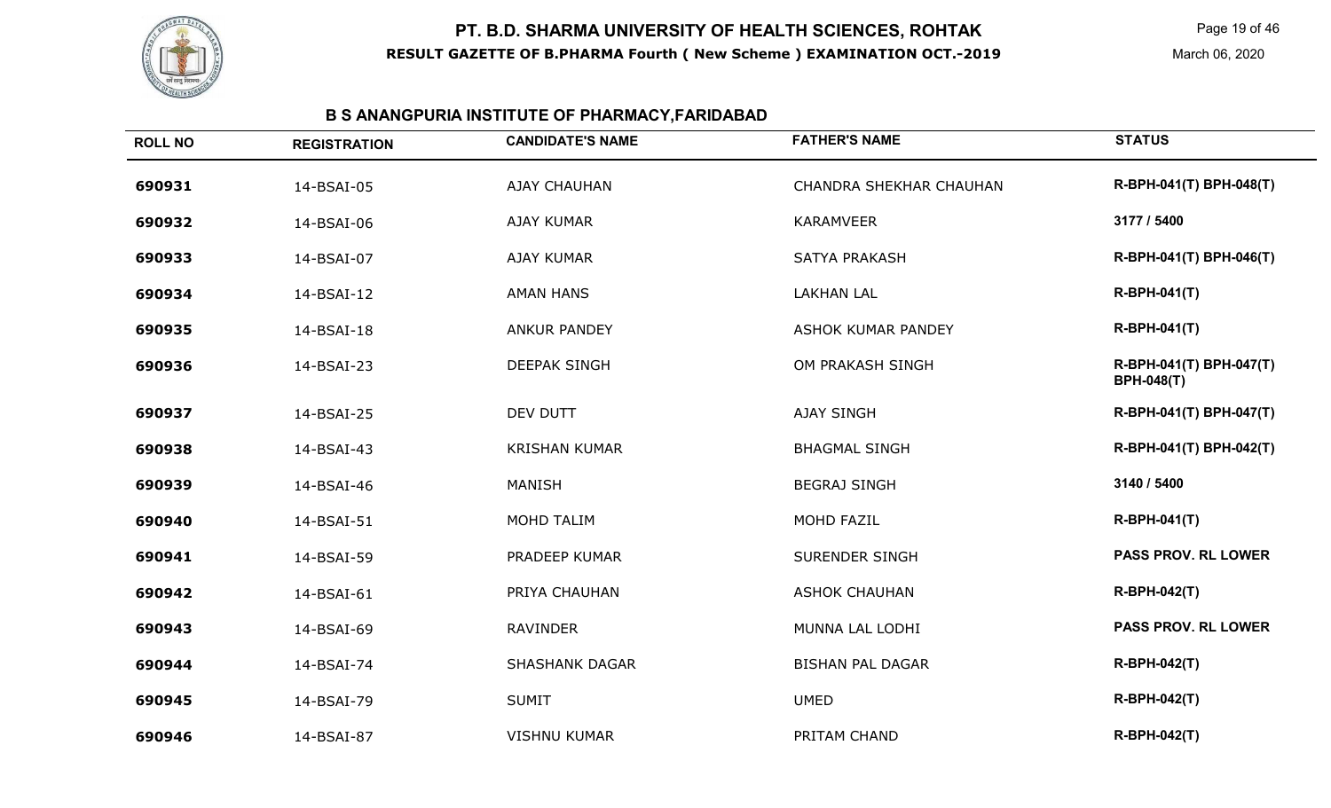# PT. B.D. SHARMA UNIVERSITY OF HEALTH SCIENCES, ROHTAK

**RESULT GAZETTE OF B.PHARMA Fourth ( New Scheme ) EXAMINATION OCT.-2019**

March 06, 2020

## B S ANANGPURIA INSTITUTE OF PHARMACY,FARIDABAD

| ROLL NO | REGISTRATION | CANDIDATE'S NAME | FATHER'S NAME | STATUS |
|---|---|---|---|---|
| 690931 | 14-BSAI-05 | AJAY CHAUHAN | CHANDRA SHEKHAR CHAUHAN | R-BPH-041(T) BPH-048(T) |
| 690932 | 14-BSAI-06 | AJAY KUMAR | KARAMVEER | 3177 / 5400 |
| 690933 | 14-BSAI-07 | AJAY KUMAR | SATYA PRAKASH | R-BPH-041(T) BPH-046(T) |
| 690934 | 14-BSAI-12 | AMAN HANS | LAKHAN LAL | R-BPH-041(T) |
| 690935 | 14-BSAI-18 | ANKUR PANDEY | ASHOK KUMAR PANDEY | R-BPH-041(T) |
| 690936 | 14-BSAI-23 | DEEPAK SINGH | OM PRAKASH SINGH | R-BPH-041(T) BPH-047(T) BPH-048(T) |
| 690937 | 14-BSAI-25 | DEV DUTT | AJAY SINGH | R-BPH-041(T) BPH-047(T) |
| 690938 | 14-BSAI-43 | KRISHAN KUMAR | BHAGMAL SINGH | R-BPH-041(T) BPH-042(T) |
| 690939 | 14-BSAI-46 | MANISH | BEGRAJ SINGH | 3140 / 5400 |
| 690940 | 14-BSAI-51 | MOHD TALIM | MOHD FAZIL | R-BPH-041(T) |
| 690941 | 14-BSAI-59 | PRADEEP KUMAR | SURENDER SINGH | PASS PROV. RL LOWER |
| 690942 | 14-BSAI-61 | PRIYA CHAUHAN | ASHOK CHAUHAN | R-BPH-042(T) |
| 690943 | 14-BSAI-69 | RAVINDER | MUNNA LAL LODHI | PASS PROV. RL LOWER |
| 690944 | 14-BSAI-74 | SHASHANK DAGAR | BISHAN PAL DAGAR | R-BPH-042(T) |
| 690945 | 14-BSAI-79 | SUMIT | UMED | R-BPH-042(T) |
| 690946 | 14-BSAI-87 | VISHNU KUMAR | PRITAM CHAND | R-BPH-042(T) |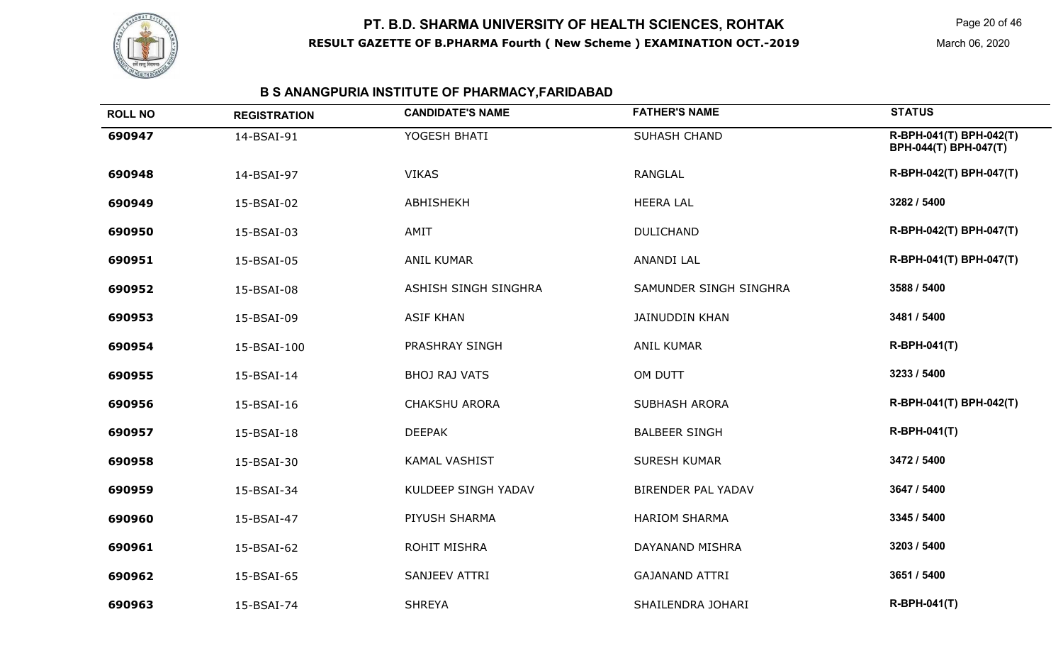# PT. B.D. SHARMA UNIVERSITY OF HEALTH SCIENCES, ROHTAK

**RESULT GAZETTE OF B.PHARMA Fourth ( New Scheme ) EXAMINATION OCT.-2019**

March 06, 2020

## B S ANANGPURIA INSTITUTE OF PHARMACY,FARIDABAD

| ROLL NO | REGISTRATION | CANDIDATE'S NAME | FATHER'S NAME | STATUS |
|---|---|---|---|---|
| **690947** | 14-BSAI-91 | YOGESH BHATI | SUHASH CHAND | **R-BPH-041(T) BPH-042(T) BPH-044(T) BPH-047(T)** |
| **690948** | 14-BSAI-97 | VIKAS | RANGLAL | **R-BPH-042(T) BPH-047(T)** |
| **690949** | 15-BSAI-02 | ABHISHEKH | HEERA LAL | **3282 / 5400** |
| **690950** | 15-BSAI-03 | AMIT | DULICHAND | **R-BPH-042(T) BPH-047(T)** |
| **690951** | 15-BSAI-05 | ANIL KUMAR | ANANDI LAL | **R-BPH-041(T) BPH-047(T)** |
| **690952** | 15-BSAI-08 | ASHISH SINGH SINGHRA | SAMUNDER SINGH SINGHRA | **3588 / 5400** |
| **690953** | 15-BSAI-09 | ASIF KHAN | JAINUDDIN KHAN | **3481 / 5400** |
| **690954** | 15-BSAI-100 | PRASHRAY SINGH | ANIL KUMAR | **R-BPH-041(T)** |
| **690955** | 15-BSAI-14 | BHOJ RAJ VATS | OM DUTT | **3233 / 5400** |
| **690956** | 15-BSAI-16 | CHAKSHU ARORA | SUBHASH ARORA | **R-BPH-041(T) BPH-042(T)** |
| **690957** | 15-BSAI-18 | DEEPAK | BALBEER SINGH | **R-BPH-041(T)** |
| **690958** | 15-BSAI-30 | KAMAL VASHIST | SURESH KUMAR | **3472 / 5400** |
| **690959** | 15-BSAI-34 | KULDEEP SINGH YADAV | BIRENDER PAL YADAV | **3647 / 5400** |
| **690960** | 15-BSAI-47 | PIYUSH SHARMA | HARIOM SHARMA | **3345 / 5400** |
| **690961** | 15-BSAI-62 | ROHIT MISHRA | DAYANAND MISHRA | **3203 / 5400** |
| **690962** | 15-BSAI-65 | SANJEEV ATTRI | GAJANAND ATTRI | **3651 / 5400** |
| **690963** | 15-BSAI-74 | SHREYA | SHAILENDRA JOHARI | **R-BPH-041(T)** |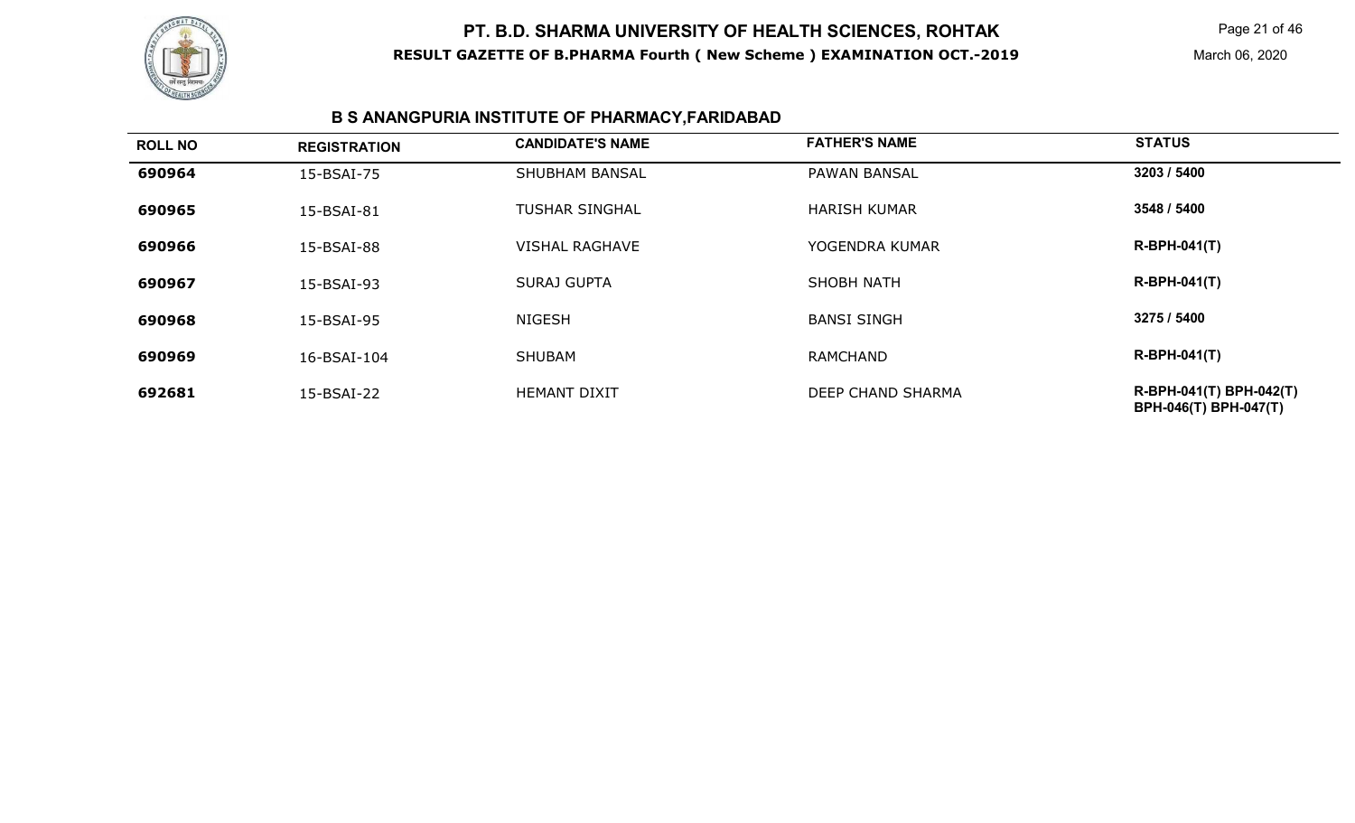# PT. B.D. SHARMA UNIVERSITY OF HEALTH SCIENCES, ROHTAK

**RESULT GAZETTE OF B.PHARMA Fourth ( New Scheme ) EXAMINATION OCT.-2019**

March 06, 2020

## B S ANANGPURIA INSTITUTE OF PHARMACY,FARIDABAD

| ROLL NO | REGISTRATION | CANDIDATE'S NAME | FATHER'S NAME | STATUS |
|---|---|---|---|---|
| 690964 | 15-BSAI-75 | SHUBHAM BANSAL | PAWAN BANSAL | 3203 / 5400 |
| 690965 | 15-BSAI-81 | TUSHAR SINGHAL | HARISH KUMAR | 3548 / 5400 |
| 690966 | 15-BSAI-88 | VISHAL RAGHAVE | YOGENDRA KUMAR | R-BPH-041(T) |
| 690967 | 15-BSAI-93 | SURAJ GUPTA | SHOBH NATH | R-BPH-041(T) |
| 690968 | 15-BSAI-95 | NIGESH | BANSI SINGH | 3275 / 5400 |
| 690969 | 16-BSAI-104 | SHUBAM | RAMCHAND | R-BPH-041(T) |
| 692681 | 15-BSAI-22 | HEMANT DIXIT | DEEP CHAND SHARMA | R-BPH-041(T) BPH-042(T) BPH-046(T) BPH-047(T) |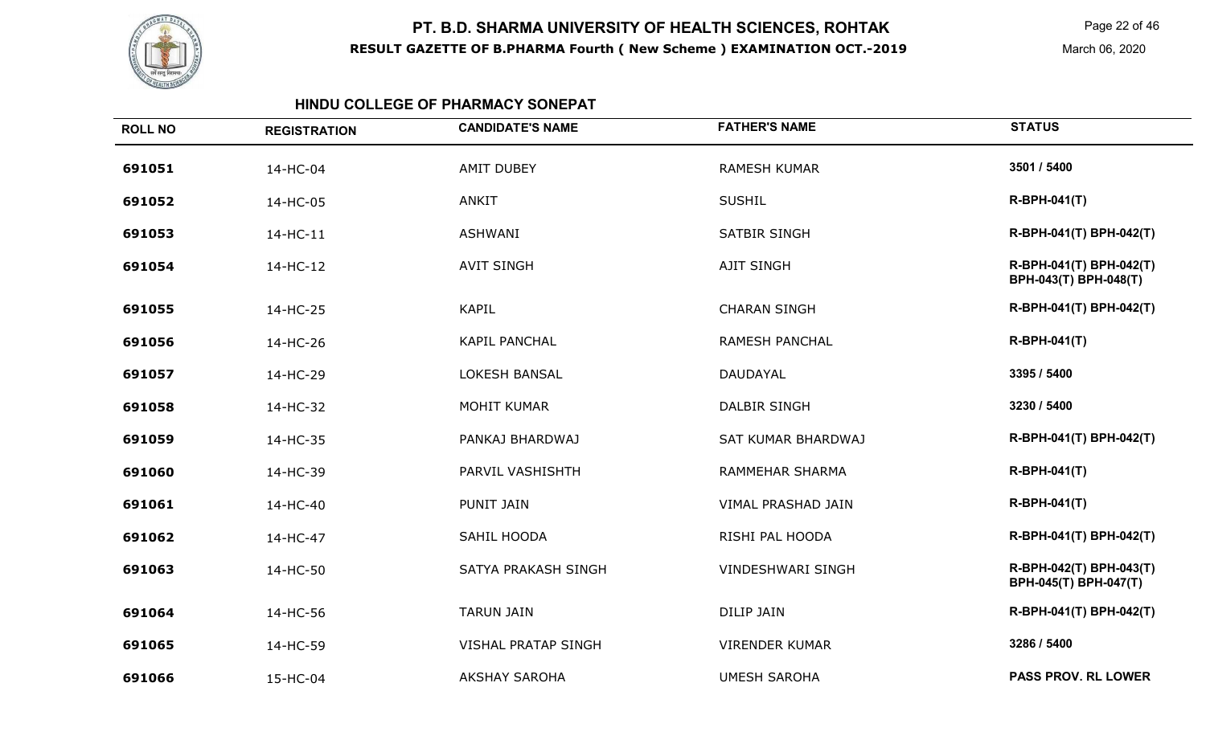# PT. B.D. SHARMA UNIVERSITY OF HEALTH SCIENCES, ROHTAK

**RESULT GAZETTE OF B.PHARMA Fourth ( New Scheme ) EXAMINATION OCT.-2019**

March 06, 2020

## HINDU COLLEGE OF PHARMACY SONEPAT

| ROLL NO | REGISTRATION | CANDIDATE'S NAME | FATHER'S NAME | STATUS |
|---|---|---|---|---|
| 691051 | 14-HC-04 | AMIT DUBEY | RAMESH KUMAR | 3501 / 5400 |
| 691052 | 14-HC-05 | ANKIT | SUSHIL | R-BPH-041(T) |
| 691053 | 14-HC-11 | ASHWANI | SATBIR SINGH | R-BPH-041(T) BPH-042(T) |
| 691054 | 14-HC-12 | AVIT SINGH | AJIT SINGH | R-BPH-041(T) BPH-042(T) BPH-043(T) BPH-048(T) |
| 691055 | 14-HC-25 | KAPIL | CHARAN SINGH | R-BPH-041(T) BPH-042(T) |
| 691056 | 14-HC-26 | KAPIL PANCHAL | RAMESH PANCHAL | R-BPH-041(T) |
| 691057 | 14-HC-29 | LOKESH BANSAL | DAUDAYAL | 3395 / 5400 |
| 691058 | 14-HC-32 | MOHIT KUMAR | DALBIR SINGH | 3230 / 5400 |
| 691059 | 14-HC-35 | PANKAJ BHARDWAJ | SAT KUMAR BHARDWAJ | R-BPH-041(T) BPH-042(T) |
| 691060 | 14-HC-39 | PARVIL VASHISHTH | RAMMEHAR SHARMA | R-BPH-041(T) |
| 691061 | 14-HC-40 | PUNIT JAIN | VIMAL PRASHAD JAIN | R-BPH-041(T) |
| 691062 | 14-HC-47 | SAHIL HOODA | RISHI PAL HOODA | R-BPH-041(T) BPH-042(T) |
| 691063 | 14-HC-50 | SATYA PRAKASH SINGH | VINDESHWARI SINGH | R-BPH-042(T) BPH-043(T) BPH-045(T) BPH-047(T) |
| 691064 | 14-HC-56 | TARUN JAIN | DILIP JAIN | R-BPH-041(T) BPH-042(T) |
| 691065 | 14-HC-59 | VISHAL PRATAP SINGH | VIRENDER KUMAR | 3286 / 5400 |
| 691066 | 15-HC-04 | AKSHAY SAROHA | UMESH SAROHA | PASS PROV. RL LOWER |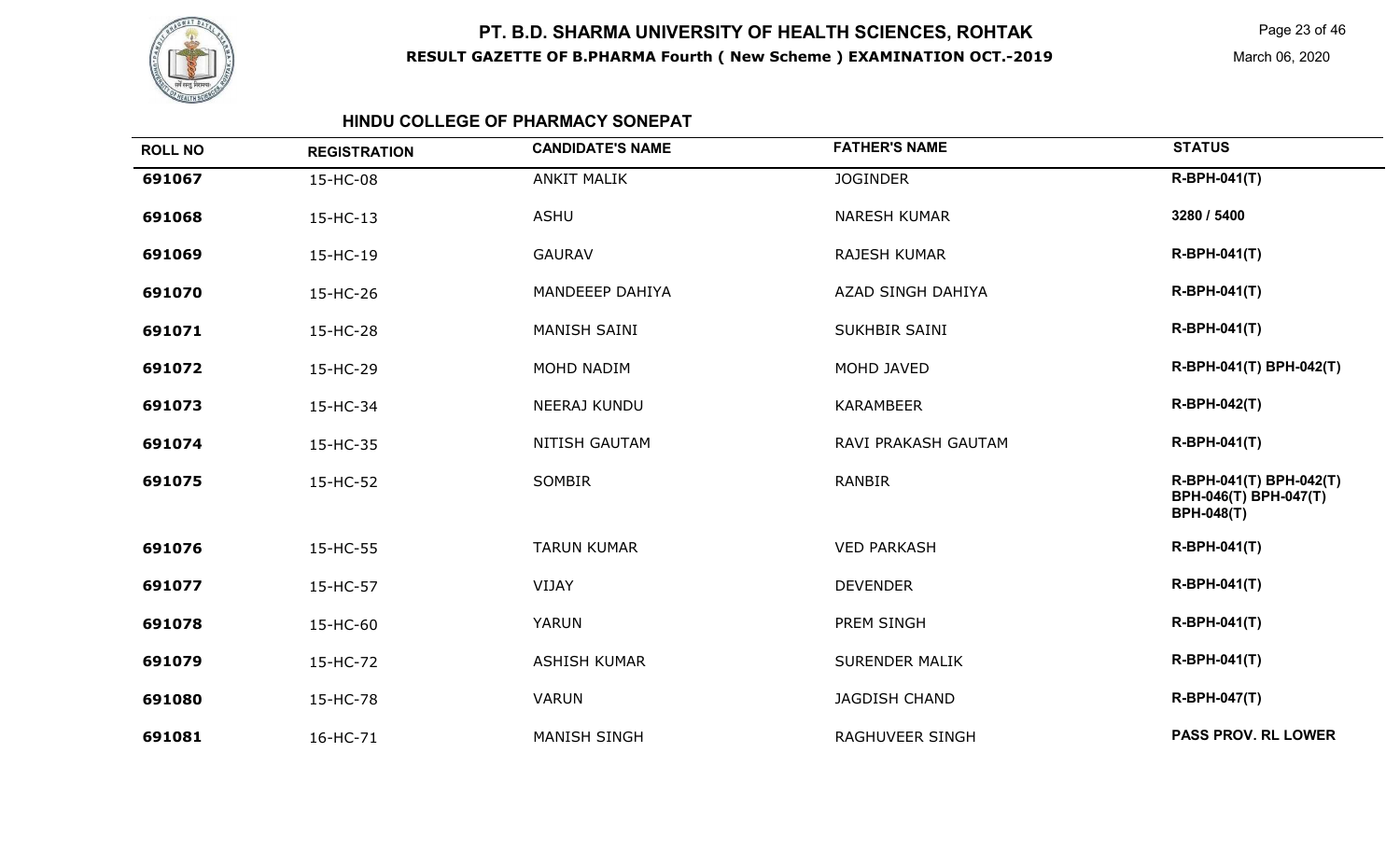# PT. B.D. SHARMA UNIVERSITY OF HEALTH SCIENCES, ROHTAK

**RESULT GAZETTE OF B.PHARMA Fourth ( New Scheme ) EXAMINATION OCT.-2019**

March 06, 2020

## HINDU COLLEGE OF PHARMACY SONEPAT

| ROLL NO | REGISTRATION | CANDIDATE'S NAME | FATHER'S NAME | STATUS |
|---|---|---|---|---|
| 691067 | 15-HC-08 | ANKIT MALIK | JOGINDER | R-BPH-041(T) |
| 691068 | 15-HC-13 | ASHU | NARESH KUMAR | 3280 / 5400 |
| 691069 | 15-HC-19 | GAURAV | RAJESH KUMAR | R-BPH-041(T) |
| 691070 | 15-HC-26 | MANDEEEP DAHIYA | AZAD SINGH DAHIYA | R-BPH-041(T) |
| 691071 | 15-HC-28 | MANISH SAINI | SUKHBIR SAINI | R-BPH-041(T) |
| 691072 | 15-HC-29 | MOHD NADIM | MOHD JAVED | R-BPH-041(T) BPH-042(T) |
| 691073 | 15-HC-34 | NEERAJ KUNDU | KARAMBEER | R-BPH-042(T) |
| 691074 | 15-HC-35 | NITISH GAUTAM | RAVI PRAKASH GAUTAM | R-BPH-041(T) |
| 691075 | 15-HC-52 | SOMBIR | RANBIR | R-BPH-041(T) BPH-042(T) BPH-046(T) BPH-047(T) BPH-048(T) |
| 691076 | 15-HC-55 | TARUN KUMAR | VED PARKASH | R-BPH-041(T) |
| 691077 | 15-HC-57 | VIJAY | DEVENDER | R-BPH-041(T) |
| 691078 | 15-HC-60 | YARUN | PREM SINGH | R-BPH-041(T) |
| 691079 | 15-HC-72 | ASHISH KUMAR | SURENDER MALIK | R-BPH-041(T) |
| 691080 | 15-HC-78 | VARUN | JAGDISH CHAND | R-BPH-047(T) |
| 691081 | 16-HC-71 | MANISH SINGH | RAGHUVEER SINGH | PASS PROV. RL LOWER |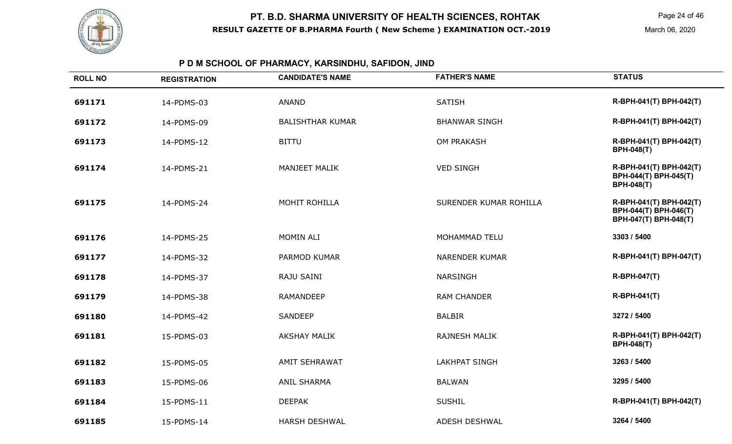## PT. B.D. SHARMA UNIVERSITY OF HEALTH SCIENCES, ROHTAK

**RESULT GAZETTE OF B.PHARMA Fourth ( New Scheme ) EXAMINATION OCT.-2019**

March 06, 2020

### P D M SCHOOL OF PHARMACY, KARSINDHU, SAFIDON, JIND

| ROLL NO | REGISTRATION | CANDIDATE'S NAME | FATHER'S NAME | STATUS |
|---|---|---|---|---|
| 691171 | 14-PDMS-03 | ANAND | SATISH | R-BPH-041(T) BPH-042(T) |
| 691172 | 14-PDMS-09 | BALISHTHAR KUMAR | BHANWAR SINGH | R-BPH-041(T) BPH-042(T) |
| 691173 | 14-PDMS-12 | BITTU | OM PRAKASH | R-BPH-041(T) BPH-042(T) BPH-048(T) |
| 691174 | 14-PDMS-21 | MANJEET MALIK | VED SINGH | R-BPH-041(T) BPH-042(T) BPH-044(T) BPH-045(T) BPH-048(T) |
| 691175 | 14-PDMS-24 | MOHIT ROHILLA | SURENDER KUMAR ROHILLA | R-BPH-041(T) BPH-042(T) BPH-044(T) BPH-046(T) BPH-047(T) BPH-048(T) |
| 691176 | 14-PDMS-25 | MOMIN ALI | MOHAMMAD TELU | 3303 / 5400 |
| 691177 | 14-PDMS-32 | PARMOD KUMAR | NARENDER KUMAR | R-BPH-041(T) BPH-047(T) |
| 691178 | 14-PDMS-37 | RAJU SAINI | NARSINGH | R-BPH-047(T) |
| 691179 | 14-PDMS-38 | RAMANDEEP | RAM CHANDER | R-BPH-041(T) |
| 691180 | 14-PDMS-42 | SANDEEP | BALBIR | 3272 / 5400 |
| 691181 | 15-PDMS-03 | AKSHAY MALIK | RAJNESH MALIK | R-BPH-041(T) BPH-042(T) BPH-048(T) |
| 691182 | 15-PDMS-05 | AMIT SEHRAWAT | LAKHPAT SINGH | 3263 / 5400 |
| 691183 | 15-PDMS-06 | ANIL SHARMA | BALWAN | 3295 / 5400 |
| 691184 | 15-PDMS-11 | DEEPAK | SUSHIL | R-BPH-041(T) BPH-042(T) |
| 691185 | 15-PDMS-14 | HARSH DESHWAL | ADESH DESHWAL | 3264 / 5400 |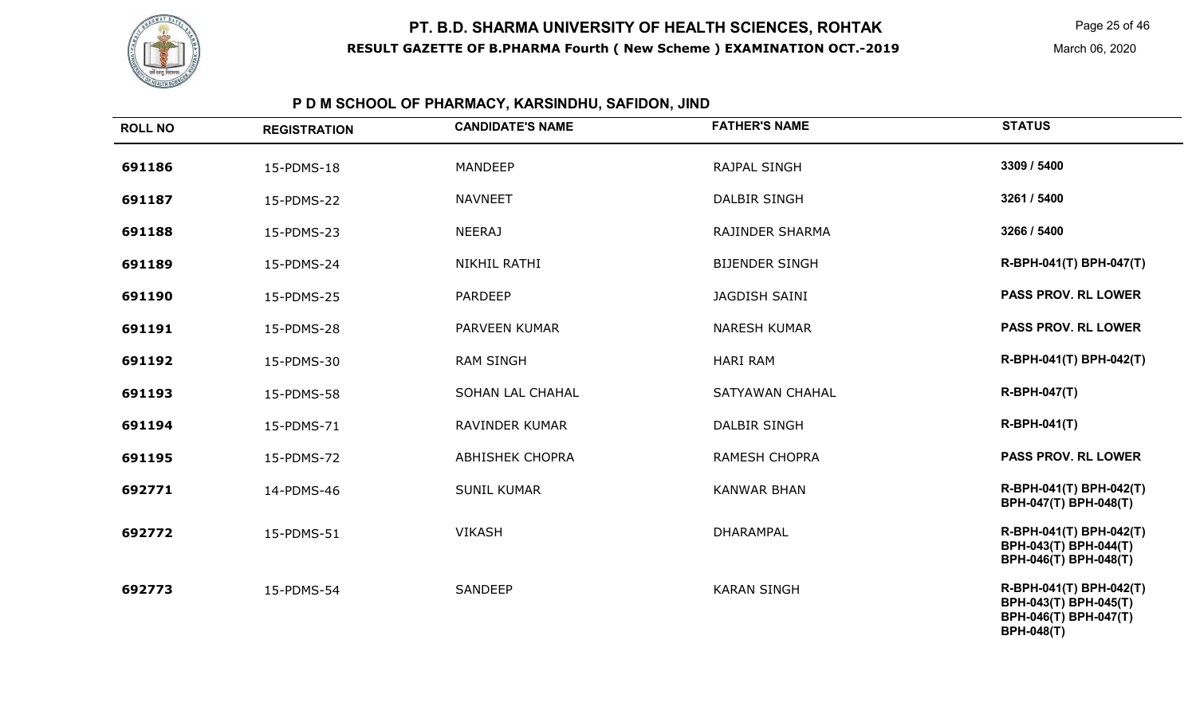# PT. B.D. SHARMA UNIVERSITY OF HEALTH SCIENCES, ROHTAK

**RESULT GAZETTE OF B.PHARMA Fourth ( New Scheme ) EXAMINATION OCT.-2019**

March 06, 2020

## P D M SCHOOL OF PHARMACY, KARSINDHU, SAFIDON, JIND

| ROLL NO | REGISTRATION | CANDIDATE'S NAME | FATHER'S NAME | STATUS |
|---|---|---|---|---|
| 691186 | 15-PDMS-18 | MANDEEP | RAJPAL SINGH | 3309 / 5400 |
| 691187 | 15-PDMS-22 | NAVNEET | DALBIR SINGH | 3261 / 5400 |
| 691188 | 15-PDMS-23 | NEERAJ | RAJINDER SHARMA | 3266 / 5400 |
| 691189 | 15-PDMS-24 | NIKHIL RATHI | BIJENDER SINGH | R-BPH-041(T) BPH-047(T) |
| 691190 | 15-PDMS-25 | PARDEEP | JAGDISH SAINI | PASS PROV. RL LOWER |
| 691191 | 15-PDMS-28 | PARVEEN KUMAR | NARESH KUMAR | PASS PROV. RL LOWER |
| 691192 | 15-PDMS-30 | RAM SINGH | HARI RAM | R-BPH-041(T) BPH-042(T) |
| 691193 | 15-PDMS-58 | SOHAN LAL CHAHAL | SATYAWAN CHAHAL | R-BPH-047(T) |
| 691194 | 15-PDMS-71 | RAVINDER KUMAR | DALBIR SINGH | R-BPH-041(T) |
| 691195 | 15-PDMS-72 | ABHISHEK CHOPRA | RAMESH CHOPRA | PASS PROV. RL LOWER |
| 692771 | 14-PDMS-46 | SUNIL KUMAR | KANWAR BHAN | R-BPH-041(T) BPH-042(T) BPH-047(T) BPH-048(T) |
| 692772 | 15-PDMS-51 | VIKASH | DHARAMPAL | R-BPH-041(T) BPH-042(T) BPH-043(T) BPH-044(T) BPH-046(T) BPH-048(T) |
| 692773 | 15-PDMS-54 | SANDEEP | KARAN SINGH | R-BPH-041(T) BPH-042(T) BPH-043(T) BPH-045(T) BPH-046(T) BPH-047(T) BPH-048(T) |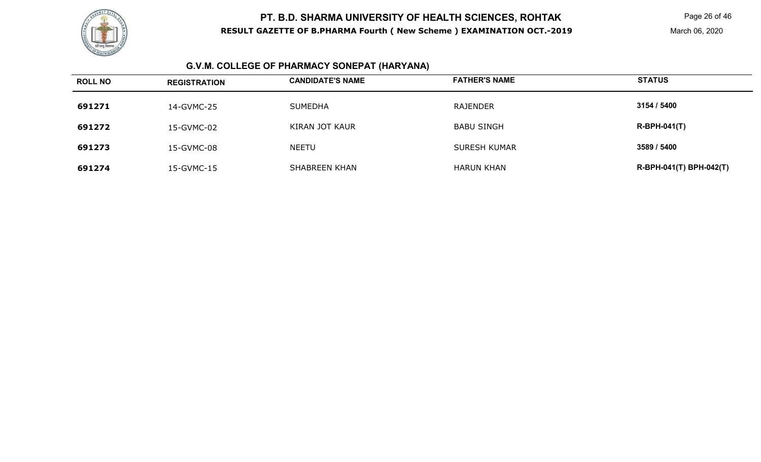## PT. B.D. SHARMA UNIVERSITY OF HEALTH SCIENCES, ROHTAK

**RESULT GAZETTE OF B.PHARMA Fourth ( New Scheme ) EXAMINATION OCT.-2019**

March 06, 2020

### G.V.M. COLLEGE OF PHARMACY SONEPAT (HARYANA)

| ROLL NO | REGISTRATION | CANDIDATE'S NAME | FATHER'S NAME | STATUS |
|---|---|---|---|---|
| **691271** | 14-GVMC-25 | SUMEDHA | RAJENDER | **3154 / 5400** |
| **691272** | 15-GVMC-02 | KIRAN JOT KAUR | BABU SINGH | **R-BPH-041(T)** |
| **691273** | 15-GVMC-08 | NEETU | SURESH KUMAR | **3589 / 5400** |
| **691274** | 15-GVMC-15 | SHABREEN KHAN | HARUN KHAN | **R-BPH-041(T) BPH-042(T)** |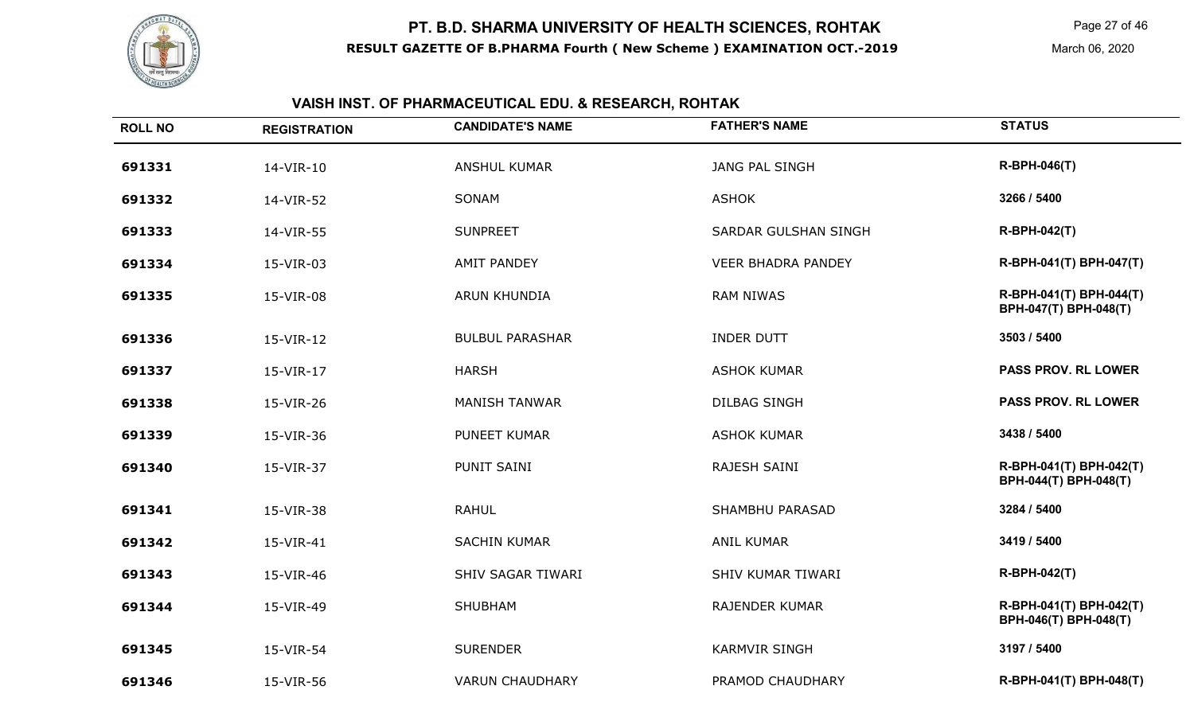# PT. B.D. SHARMA UNIVERSITY OF HEALTH SCIENCES, ROHTAK

**RESULT GAZETTE OF B.PHARMA Fourth ( New Scheme ) EXAMINATION OCT.-2019**

March 06, 2020

## VAISH INST. OF PHARMACEUTICAL EDU. & RESEARCH, ROHTAK

| ROLL NO | REGISTRATION | CANDIDATE'S NAME | FATHER'S NAME | STATUS |
|---|---|---|---|---|
| 691331 | 14-VIR-10 | ANSHUL KUMAR | JANG PAL SINGH | R-BPH-046(T) |
| 691332 | 14-VIR-52 | SONAM | ASHOK | 3266 / 5400 |
| 691333 | 14-VIR-55 | SUNPREET | SARDAR GULSHAN SINGH | R-BPH-042(T) |
| 691334 | 15-VIR-03 | AMIT PANDEY | VEER BHADRA PANDEY | R-BPH-041(T) BPH-047(T) |
| 691335 | 15-VIR-08 | ARUN KHUNDIA | RAM NIWAS | R-BPH-041(T) BPH-044(T) BPH-047(T) BPH-048(T) |
| 691336 | 15-VIR-12 | BULBUL PARASHAR | INDER DUTT | 3503 / 5400 |
| 691337 | 15-VIR-17 | HARSH | ASHOK KUMAR | PASS PROV. RL LOWER |
| 691338 | 15-VIR-26 | MANISH TANWAR | DILBAG SINGH | PASS PROV. RL LOWER |
| 691339 | 15-VIR-36 | PUNEET KUMAR | ASHOK KUMAR | 3438 / 5400 |
| 691340 | 15-VIR-37 | PUNIT SAINI | RAJESH SAINI | R-BPH-041(T) BPH-042(T) BPH-044(T) BPH-048(T) |
| 691341 | 15-VIR-38 | RAHUL | SHAMBHU PARASAD | 3284 / 5400 |
| 691342 | 15-VIR-41 | SACHIN KUMAR | ANIL KUMAR | 3419 / 5400 |
| 691343 | 15-VIR-46 | SHIV SAGAR TIWARI | SHIV KUMAR TIWARI | R-BPH-042(T) |
| 691344 | 15-VIR-49 | SHUBHAM | RAJENDER KUMAR | R-BPH-041(T) BPH-042(T) BPH-046(T) BPH-048(T) |
| 691345 | 15-VIR-54 | SURENDER | KARMVIR SINGH | 3197 / 5400 |
| 691346 | 15-VIR-56 | VARUN CHAUDHARY | PRAMOD CHAUDHARY | R-BPH-041(T) BPH-048(T) |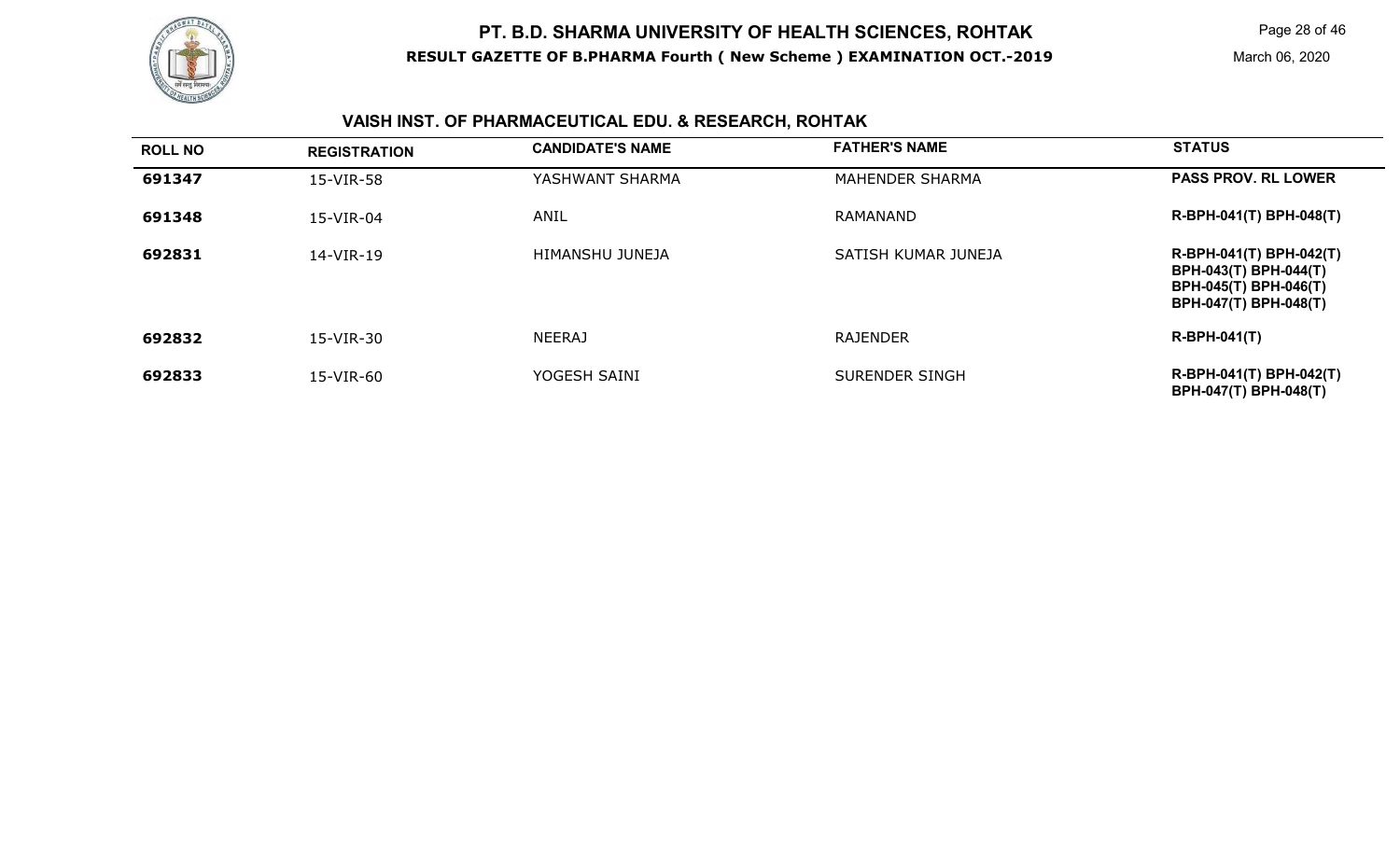## VAISH INST. OF PHARMACEUTICAL EDU. & RESEARCH, ROHTAK

| ROLL NO | REGISTRATION | CANDIDATE'S NAME | FATHER'S NAME | STATUS |
|---|---|---|---|---|
| 691347 | 15-VIR-58 | YASHWANT SHARMA | MAHENDER SHARMA | PASS PROV. RL LOWER |
| 691348 | 15-VIR-04 | ANIL | RAMANAND | R-BPH-041(T) BPH-048(T) |
| 692831 | 14-VIR-19 | HIMANSHU JUNEJA | SATISH KUMAR JUNEJA | R-BPH-041(T) BPH-042(T) BPH-043(T) BPH-044(T) BPH-045(T) BPH-046(T) BPH-047(T) BPH-048(T) |
| 692832 | 15-VIR-30 | NEERAJ | RAJENDER | R-BPH-041(T) |
| 692833 | 15-VIR-60 | YOGESH SAINI | SURENDER SINGH | R-BPH-041(T) BPH-042(T) BPH-047(T) BPH-048(T) |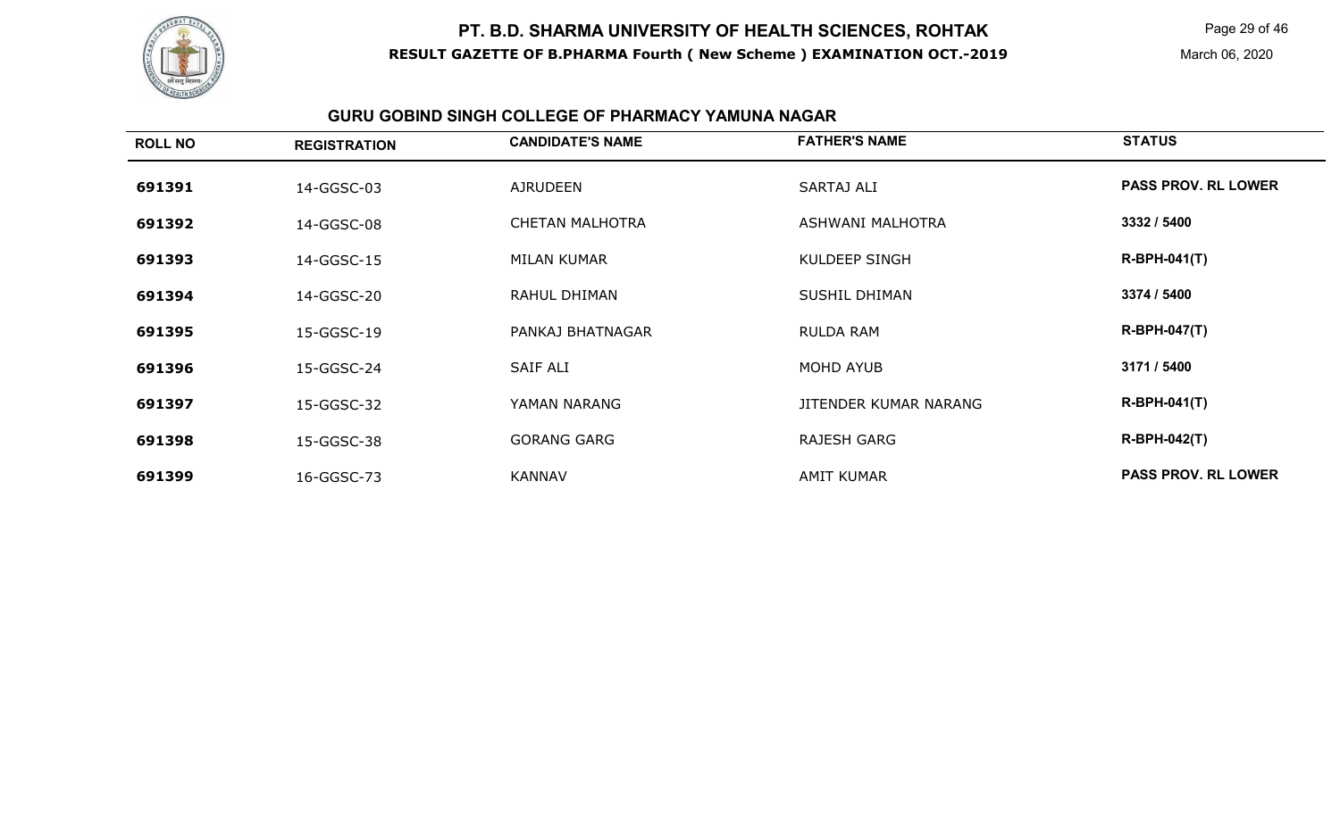# PT. B.D. SHARMA UNIVERSITY OF HEALTH SCIENCES, ROHTAK

**RESULT GAZETTE OF B.PHARMA Fourth ( New Scheme ) EXAMINATION OCT.-2019**

March 06, 2020

## GURU GOBIND SINGH COLLEGE OF PHARMACY YAMUNA NAGAR

| ROLL NO | REGISTRATION | CANDIDATE'S NAME | FATHER'S NAME | STATUS |
|---|---|---|---|---|
| 691391 | 14-GGSC-03 | AJRUDEEN | SARTAJ ALI | **PASS PROV. RL LOWER** |
| 691392 | 14-GGSC-08 | CHETAN MALHOTRA | ASHWANI MALHOTRA | **3332 / 5400** |
| 691393 | 14-GGSC-15 | MILAN KUMAR | KULDEEP SINGH | **R-BPH-041(T)** |
| 691394 | 14-GGSC-20 | RAHUL DHIMAN | SUSHIL DHIMAN | **3374 / 5400** |
| 691395 | 15-GGSC-19 | PANKAJ BHATNAGAR | RULDA RAM | **R-BPH-047(T)** |
| 691396 | 15-GGSC-24 | SAIF ALI | MOHD AYUB | **3171 / 5400** |
| 691397 | 15-GGSC-32 | YAMAN NARANG | JITENDER KUMAR NARANG | **R-BPH-041(T)** |
| 691398 | 15-GGSC-38 | GORANG GARG | RAJESH GARG | **R-BPH-042(T)** |
| 691399 | 16-GGSC-73 | KANNAV | AMIT KUMAR | **PASS PROV. RL LOWER** |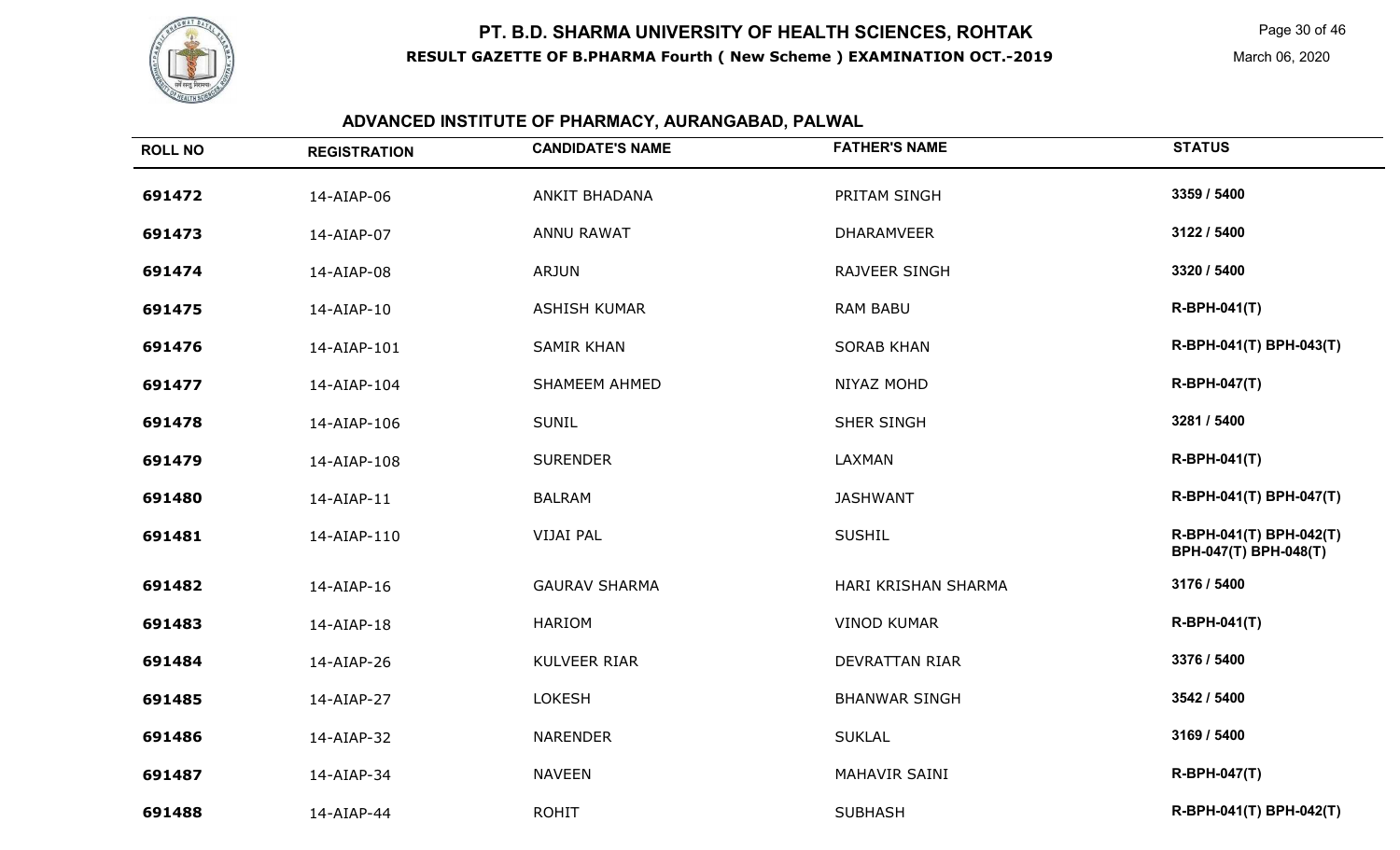# PT. B.D. SHARMA UNIVERSITY OF HEALTH SCIENCES, ROHTAK

**RESULT GAZETTE OF B.PHARMA Fourth ( New Scheme ) EXAMINATION OCT.-2019**

March 06, 2020

## ADVANCED INSTITUTE OF PHARMACY, AURANGABAD, PALWAL

| ROLL NO | REGISTRATION | CANDIDATE'S NAME | FATHER'S NAME | STATUS |
|---|---|---|---|---|
| 691472 | 14-AIAP-06 | ANKIT BHADANA | PRITAM SINGH | 3359 / 5400 |
| 691473 | 14-AIAP-07 | ANNU RAWAT | DHARAMVEER | 3122 / 5400 |
| 691474 | 14-AIAP-08 | ARJUN | RAJVEER SINGH | 3320 / 5400 |
| 691475 | 14-AIAP-10 | ASHISH KUMAR | RAM BABU | R-BPH-041(T) |
| 691476 | 14-AIAP-101 | SAMIR KHAN | SORAB KHAN | R-BPH-041(T) BPH-043(T) |
| 691477 | 14-AIAP-104 | SHAMEEM AHMED | NIYAZ MOHD | R-BPH-047(T) |
| 691478 | 14-AIAP-106 | SUNIL | SHER SINGH | 3281 / 5400 |
| 691479 | 14-AIAP-108 | SURENDER | LAXMAN | R-BPH-041(T) |
| 691480 | 14-AIAP-11 | BALRAM | JASHWANT | R-BPH-041(T) BPH-047(T) |
| 691481 | 14-AIAP-110 | VIJAI PAL | SUSHIL | R-BPH-041(T) BPH-042(T) BPH-047(T) BPH-048(T) |
| 691482 | 14-AIAP-16 | GAURAV SHARMA | HARI KRISHAN SHARMA | 3176 / 5400 |
| 691483 | 14-AIAP-18 | HARIOM | VINOD KUMAR | R-BPH-041(T) |
| 691484 | 14-AIAP-26 | KULVEER RIAR | DEVRATTAN RIAR | 3376 / 5400 |
| 691485 | 14-AIAP-27 | LOKESH | BHANWAR SINGH | 3542 / 5400 |
| 691486 | 14-AIAP-32 | NARENDER | SUKLAL | 3169 / 5400 |
| 691487 | 14-AIAP-34 | NAVEEN | MAHAVIR SAINI | R-BPH-047(T) |
| 691488 | 14-AIAP-44 | ROHIT | SUBHASH | R-BPH-041(T) BPH-042(T) |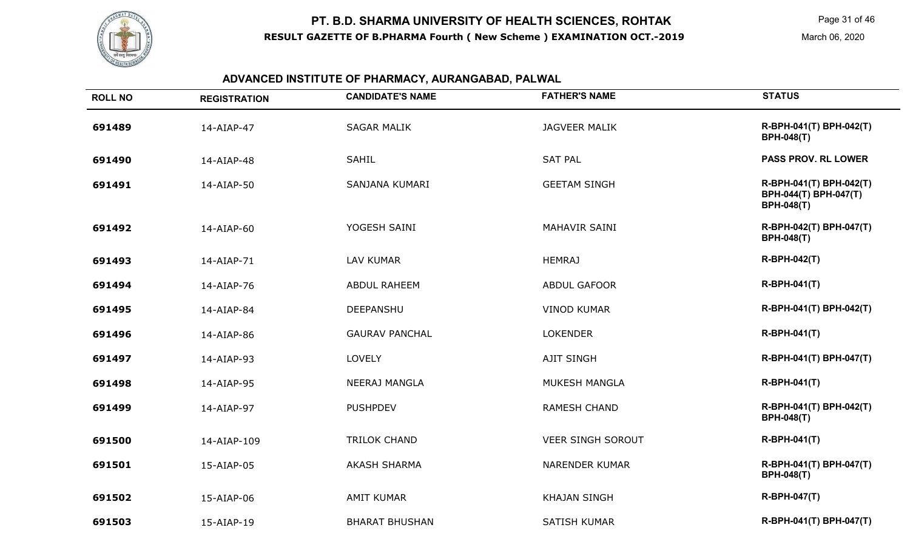# PT. B.D. SHARMA UNIVERSITY OF HEALTH SCIENCES, ROHTAK

**RESULT GAZETTE OF B.PHARMA Fourth ( New Scheme ) EXAMINATION OCT.-2019**

March 06, 2020

## ADVANCED INSTITUTE OF PHARMACY, AURANGABAD, PALWAL

| ROLL NO | REGISTRATION | CANDIDATE'S NAME | FATHER'S NAME | STATUS |
|---|---|---|---|---|
| **691489** | 14-AIAP-47 | SAGAR MALIK | JAGVEER MALIK | **R-BPH-041(T) BPH-042(T) BPH-048(T)** |
| **691490** | 14-AIAP-48 | SAHIL | SAT PAL | **PASS PROV. RL LOWER** |
| **691491** | 14-AIAP-50 | SANJANA KUMARI | GEETAM SINGH | **R-BPH-041(T) BPH-042(T) BPH-044(T) BPH-047(T) BPH-048(T)** |
| **691492** | 14-AIAP-60 | YOGESH SAINI | MAHAVIR SAINI | **R-BPH-042(T) BPH-047(T) BPH-048(T)** |
| **691493** | 14-AIAP-71 | LAV KUMAR | HEMRAJ | **R-BPH-042(T)** |
| **691494** | 14-AIAP-76 | ABDUL RAHEEM | ABDUL GAFOOR | **R-BPH-041(T)** |
| **691495** | 14-AIAP-84 | DEEPANSHU | VINOD KUMAR | **R-BPH-041(T) BPH-042(T)** |
| **691496** | 14-AIAP-86 | GAURAV PANCHAL | LOKENDER | **R-BPH-041(T)** |
| **691497** | 14-AIAP-93 | LOVELY | AJIT SINGH | **R-BPH-041(T) BPH-047(T)** |
| **691498** | 14-AIAP-95 | NEERAJ MANGLA | MUKESH MANGLA | **R-BPH-041(T)** |
| **691499** | 14-AIAP-97 | PUSHPDEV | RAMESH CHAND | **R-BPH-041(T) BPH-042(T) BPH-048(T)** |
| **691500** | 14-AIAP-109 | TRILOK CHAND | VEER SINGH SOROUT | **R-BPH-041(T)** |
| **691501** | 15-AIAP-05 | AKASH SHARMA | NARENDER KUMAR | **R-BPH-041(T) BPH-047(T) BPH-048(T)** |
| **691502** | 15-AIAP-06 | AMIT KUMAR | KHAJAN SINGH | **R-BPH-047(T)** |
| **691503** | 15-AIAP-19 | BHARAT BHUSHAN | SATISH KUMAR | **R-BPH-041(T) BPH-047(T)** |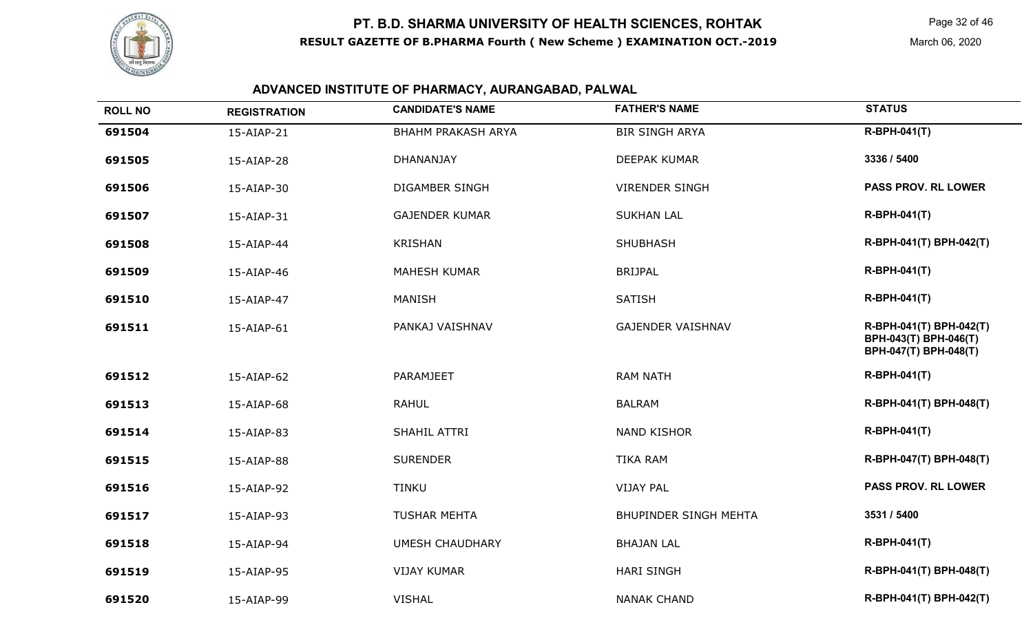# PT. B.D. SHARMA UNIVERSITY OF HEALTH SCIENCES, ROHTAK

**RESULT GAZETTE OF B.PHARMA Fourth ( New Scheme ) EXAMINATION OCT.-2019**

March 06, 2020

## ADVANCED INSTITUTE OF PHARMACY, AURANGABAD, PALWAL

| ROLL NO | REGISTRATION | CANDIDATE'S NAME | FATHER'S NAME | STATUS |
|---|---|---|---|---|
| 691504 | 15-AIAP-21 | BHAHM PRAKASH ARYA | BIR SINGH ARYA | R-BPH-041(T) |
| 691505 | 15-AIAP-28 | DHANANJAY | DEEPAK KUMAR | 3336 / 5400 |
| 691506 | 15-AIAP-30 | DIGAMBER SINGH | VIRENDER SINGH | PASS PROV. RL LOWER |
| 691507 | 15-AIAP-31 | GAJENDER KUMAR | SUKHAN LAL | R-BPH-041(T) |
| 691508 | 15-AIAP-44 | KRISHAN | SHUBHASH | R-BPH-041(T) BPH-042(T) |
| 691509 | 15-AIAP-46 | MAHESH KUMAR | BRIJPAL | R-BPH-041(T) |
| 691510 | 15-AIAP-47 | MANISH | SATISH | R-BPH-041(T) |
| 691511 | 15-AIAP-61 | PANKAJ VAISHNAV | GAJENDER VAISHNAV | R-BPH-041(T) BPH-042(T) BPH-043(T) BPH-046(T) BPH-047(T) BPH-048(T) |
| 691512 | 15-AIAP-62 | PARAMJEET | RAM NATH | R-BPH-041(T) |
| 691513 | 15-AIAP-68 | RAHUL | BALRAM | R-BPH-041(T) BPH-048(T) |
| 691514 | 15-AIAP-83 | SHAHIL ATTRI | NAND KISHOR | R-BPH-041(T) |
| 691515 | 15-AIAP-88 | SURENDER | TIKA RAM | R-BPH-047(T) BPH-048(T) |
| 691516 | 15-AIAP-92 | TINKU | VIJAY PAL | PASS PROV. RL LOWER |
| 691517 | 15-AIAP-93 | TUSHAR MEHTA | BHUPINDER SINGH MEHTA | 3531 / 5400 |
| 691518 | 15-AIAP-94 | UMESH CHAUDHARY | BHAJAN LAL | R-BPH-041(T) |
| 691519 | 15-AIAP-95 | VIJAY KUMAR | HARI SINGH | R-BPH-041(T) BPH-048(T) |
| 691520 | 15-AIAP-99 | VISHAL | NANAK CHAND | R-BPH-041(T) BPH-042(T) |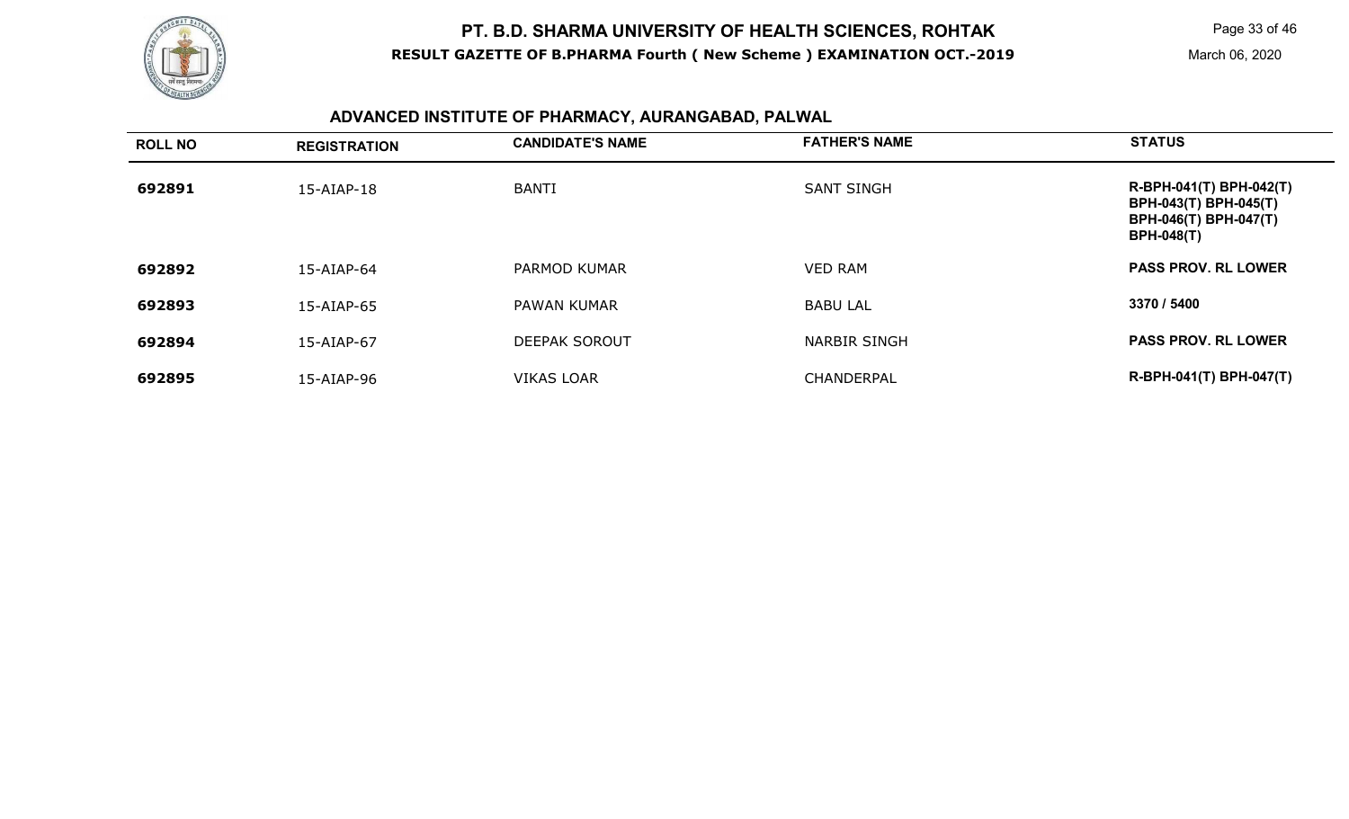# PT. B.D. SHARMA UNIVERSITY OF HEALTH SCIENCES, ROHTAK

**RESULT GAZETTE OF B.PHARMA Fourth ( New Scheme ) EXAMINATION OCT.-2019**

March 06, 2020

## ADVANCED INSTITUTE OF PHARMACY, AURANGABAD, PALWAL

| ROLL NO | REGISTRATION | CANDIDATE'S NAME | FATHER'S NAME | STATUS |
|---|---|---|---|---|
| **692891** | 15-AIAP-18 | BANTI | SANT SINGH | **R-BPH-041(T) BPH-042(T) BPH-043(T) BPH-045(T) BPH-046(T) BPH-047(T) BPH-048(T)** |
| **692892** | 15-AIAP-64 | PARMOD KUMAR | VED RAM | **PASS PROV. RL LOWER** |
| **692893** | 15-AIAP-65 | PAWAN KUMAR | BABU LAL | **3370 / 5400** |
| **692894** | 15-AIAP-67 | DEEPAK SOROUT | NARBIR SINGH | **PASS PROV. RL LOWER** |
| **692895** | 15-AIAP-96 | VIKAS LOAR | CHANDERPAL | **R-BPH-041(T) BPH-047(T)** |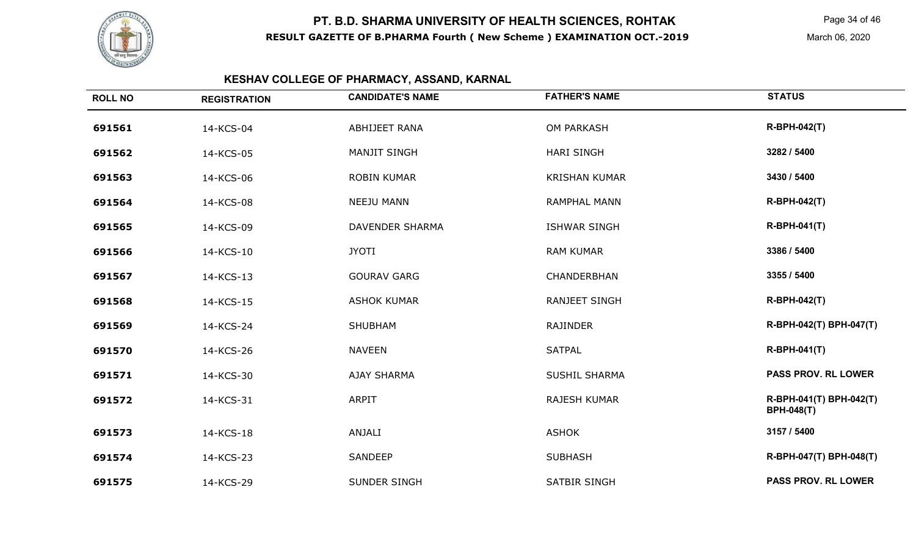## KESHAV COLLEGE OF PHARMACY, ASSAND, KARNAL

| ROLL NO | REGISTRATION | CANDIDATE'S NAME | FATHER'S NAME | STATUS |
|---|---|---|---|---|
| 691561 | 14-KCS-04 | ABHIJEET RANA | OM PARKASH | R-BPH-042(T) |
| 691562 | 14-KCS-05 | MANJIT SINGH | HARI SINGH | 3282 / 5400 |
| 691563 | 14-KCS-06 | ROBIN KUMAR | KRISHAN KUMAR | 3430 / 5400 |
| 691564 | 14-KCS-08 | NEEJU MANN | RAMPHAL MANN | R-BPH-042(T) |
| 691565 | 14-KCS-09 | DAVENDER SHARMA | ISHWAR SINGH | R-BPH-041(T) |
| 691566 | 14-KCS-10 | JYOTI | RAM KUMAR | 3386 / 5400 |
| 691567 | 14-KCS-13 | GOURAV GARG | CHANDERBHAN | 3355 / 5400 |
| 691568 | 14-KCS-15 | ASHOK KUMAR | RANJEET SINGH | R-BPH-042(T) |
| 691569 | 14-KCS-24 | SHUBHAM | RAJINDER | R-BPH-042(T) BPH-047(T) |
| 691570 | 14-KCS-26 | NAVEEN | SATPAL | R-BPH-041(T) |
| 691571 | 14-KCS-30 | AJAY SHARMA | SUSHIL SHARMA | PASS PROV. RL LOWER |
| 691572 | 14-KCS-31 | ARPIT | RAJESH KUMAR | R-BPH-041(T) BPH-042(T) BPH-048(T) |
| 691573 | 14-KCS-18 | ANJALI | ASHOK | 3157 / 5400 |
| 691574 | 14-KCS-23 | SANDEEP | SUBHASH | R-BPH-047(T) BPH-048(T) |
| 691575 | 14-KCS-29 | SUNDER SINGH | SATBIR SINGH | PASS PROV. RL LOWER |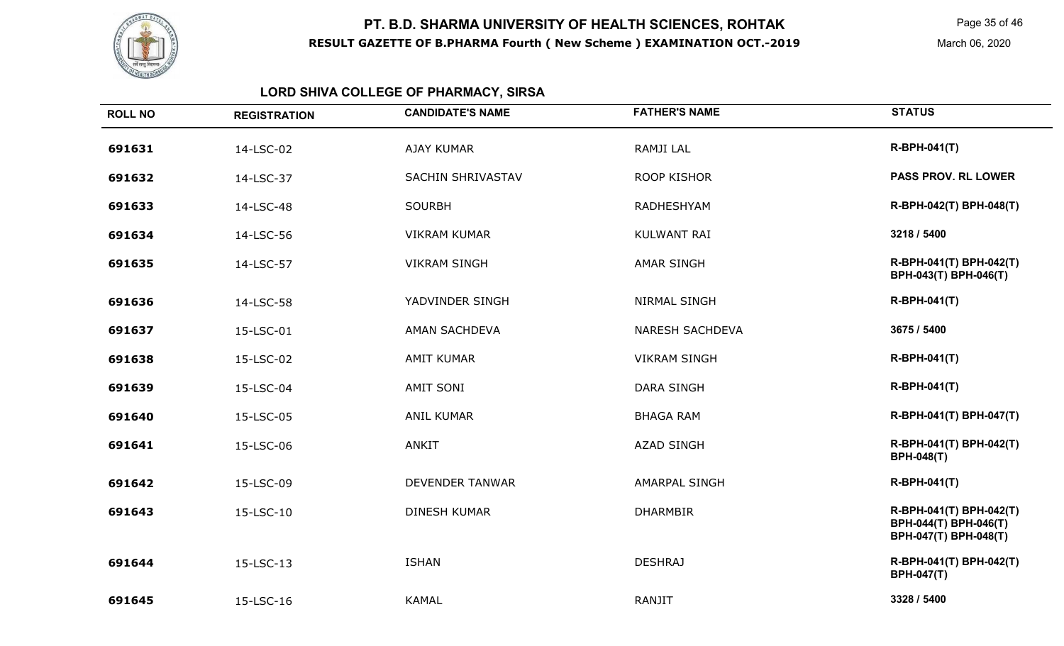# PT. B.D. SHARMA UNIVERSITY OF HEALTH SCIENCES, ROHTAK

**RESULT GAZETTE OF B.PHARMA Fourth ( New Scheme ) EXAMINATION OCT.-2019**

March 06, 2020

## LORD SHIVA COLLEGE OF PHARMACY, SIRSA

| ROLL NO | REGISTRATION | CANDIDATE'S NAME | FATHER'S NAME | STATUS |
|---|---|---|---|---|
| 691631 | 14-LSC-02 | AJAY KUMAR | RAMJI LAL | R-BPH-041(T) |
| 691632 | 14-LSC-37 | SACHIN SHRIVASTAV | ROOP KISHOR | PASS PROV. RL LOWER |
| 691633 | 14-LSC-48 | SOURBH | RADHESHYAM | R-BPH-042(T) BPH-048(T) |
| 691634 | 14-LSC-56 | VIKRAM KUMAR | KULWANT RAI | 3218 / 5400 |
| 691635 | 14-LSC-57 | VIKRAM SINGH | AMAR SINGH | R-BPH-041(T) BPH-042(T) BPH-043(T) BPH-046(T) |
| 691636 | 14-LSC-58 | YADVINDER SINGH | NIRMAL SINGH | R-BPH-041(T) |
| 691637 | 15-LSC-01 | AMAN SACHDEVA | NARESH SACHDEVA | 3675 / 5400 |
| 691638 | 15-LSC-02 | AMIT KUMAR | VIKRAM SINGH | R-BPH-041(T) |
| 691639 | 15-LSC-04 | AMIT SONI | DARA SINGH | R-BPH-041(T) |
| 691640 | 15-LSC-05 | ANIL KUMAR | BHAGA RAM | R-BPH-041(T) BPH-047(T) |
| 691641 | 15-LSC-06 | ANKIT | AZAD SINGH | R-BPH-041(T) BPH-042(T) BPH-048(T) |
| 691642 | 15-LSC-09 | DEVENDER TANWAR | AMARPAL SINGH | R-BPH-041(T) |
| 691643 | 15-LSC-10 | DINESH KUMAR | DHARMBIR | R-BPH-041(T) BPH-042(T) BPH-044(T) BPH-046(T) BPH-047(T) BPH-048(T) |
| 691644 | 15-LSC-13 | ISHAN | DESHRAJ | R-BPH-041(T) BPH-042(T) BPH-047(T) |
| 691645 | 15-LSC-16 | KAMAL | RANJIT | 3328 / 5400 |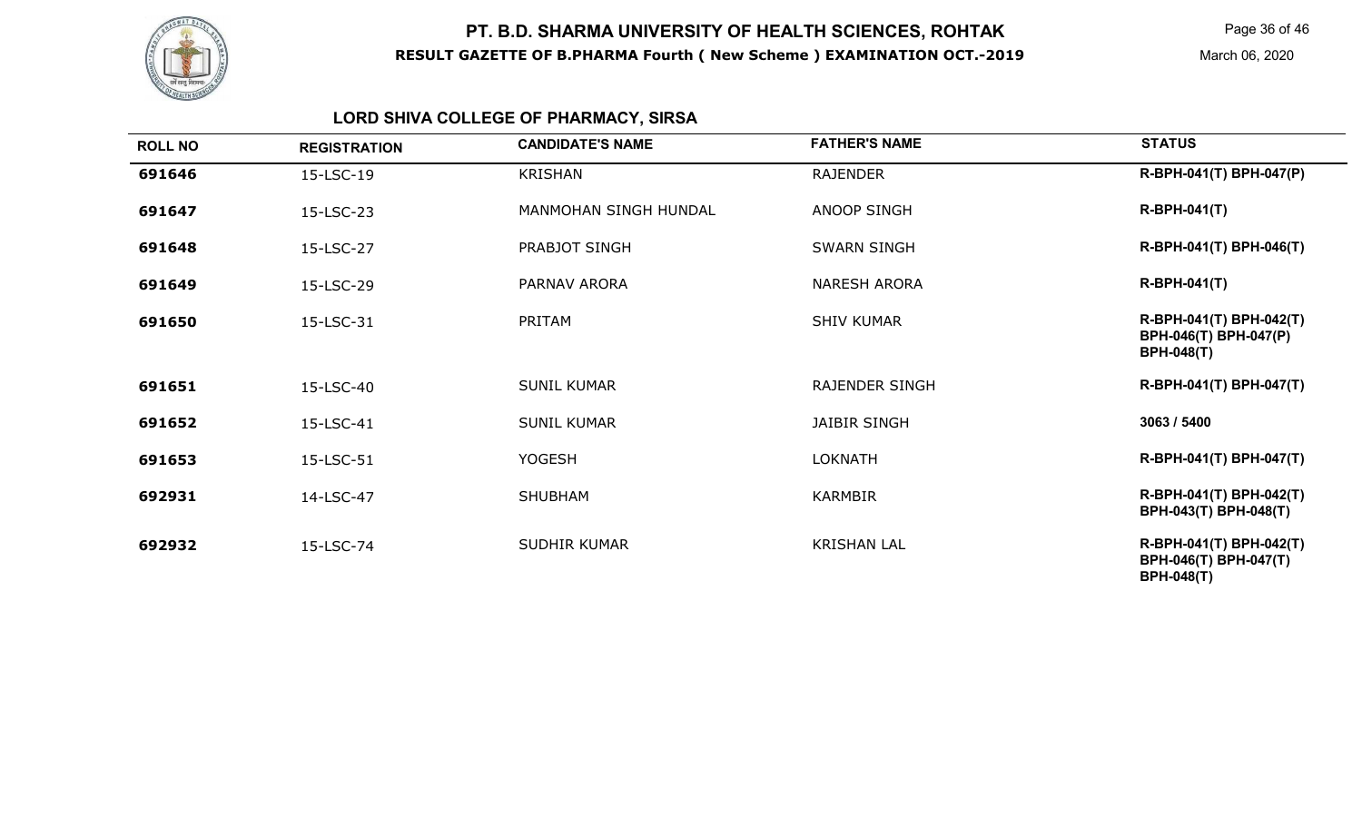# PT. B.D. SHARMA UNIVERSITY OF HEALTH SCIENCES, ROHTAK

**RESULT GAZETTE OF B.PHARMA Fourth ( New Scheme ) EXAMINATION OCT.-2019**

March 06, 2020

## LORD SHIVA COLLEGE OF PHARMACY, SIRSA

| ROLL NO | REGISTRATION | CANDIDATE'S NAME | FATHER'S NAME | STATUS |
|---|---|---|---|---|
| **691646** | 15-LSC-19 | KRISHAN | RAJENDER | **R-BPH-041(T) BPH-047(P)** |
| **691647** | 15-LSC-23 | MANMOHAN SINGH HUNDAL | ANOOP SINGH | **R-BPH-041(T)** |
| **691648** | 15-LSC-27 | PRABJOT SINGH | SWARN SINGH | **R-BPH-041(T) BPH-046(T)** |
| **691649** | 15-LSC-29 | PARNAV ARORA | NARESH ARORA | **R-BPH-041(T)** |
| **691650** | 15-LSC-31 | PRITAM | SHIV KUMAR | **R-BPH-041(T) BPH-042(T) BPH-046(T) BPH-047(P) BPH-048(T)** |
| **691651** | 15-LSC-40 | SUNIL KUMAR | RAJENDER SINGH | **R-BPH-041(T) BPH-047(T)** |
| **691652** | 15-LSC-41 | SUNIL KUMAR | JAIBIR SINGH | **3063 / 5400** |
| **691653** | 15-LSC-51 | YOGESH | LOKNATH | **R-BPH-041(T) BPH-047(T)** |
| **692931** | 14-LSC-47 | SHUBHAM | KARMBIR | **R-BPH-041(T) BPH-042(T) BPH-043(T) BPH-048(T)** |
| **692932** | 15-LSC-74 | SUDHIR KUMAR | KRISHAN LAL | **R-BPH-041(T) BPH-042(T) BPH-046(T) BPH-047(T) BPH-048(T)** |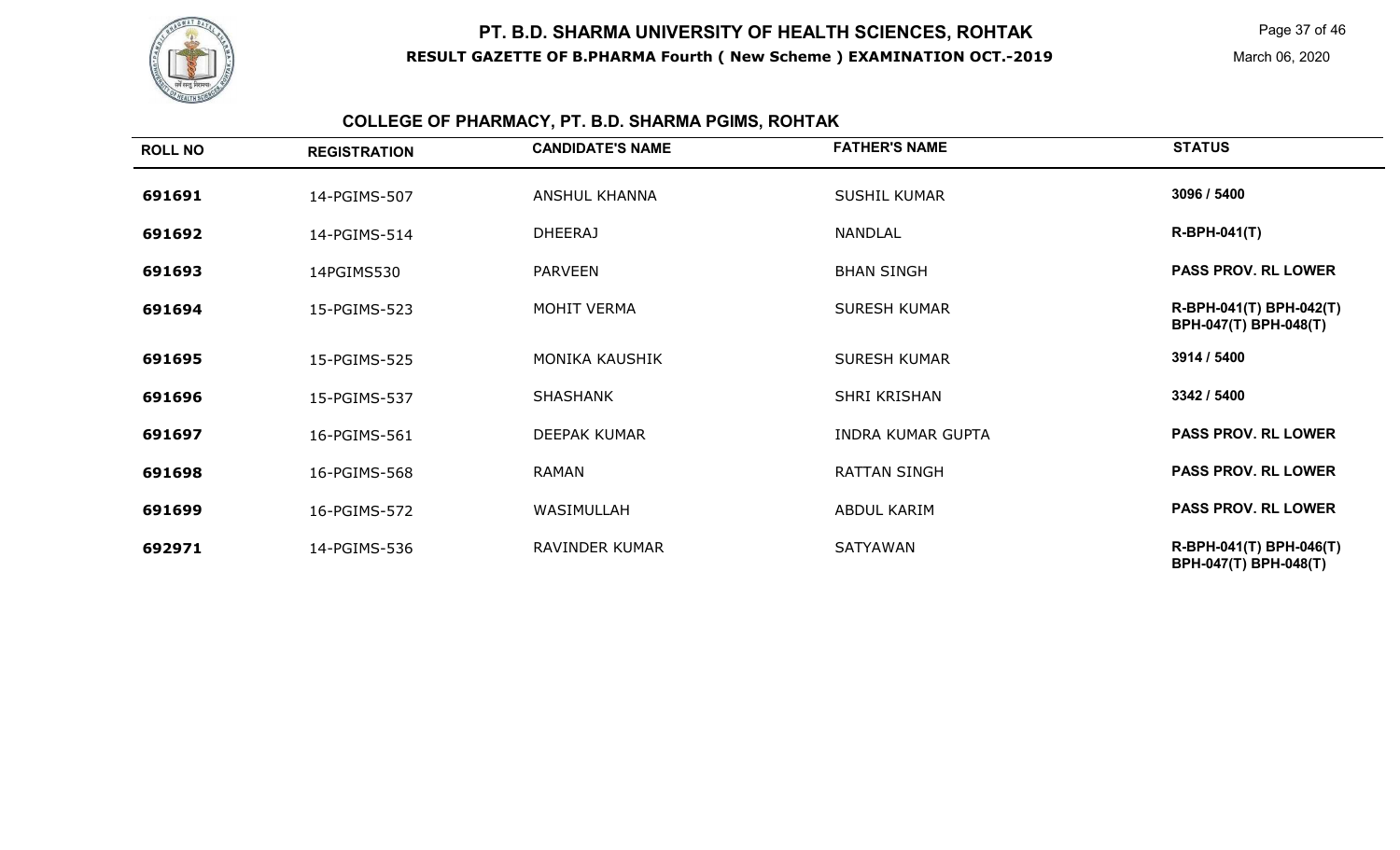# PT. B.D. SHARMA UNIVERSITY OF HEALTH SCIENCES, ROHTAK

**RESULT GAZETTE OF B.PHARMA Fourth ( New Scheme ) EXAMINATION OCT.-2019**

March 06, 2020

## COLLEGE OF PHARMACY, PT. B.D. SHARMA PGIMS, ROHTAK

| ROLL NO | REGISTRATION | CANDIDATE'S NAME | FATHER'S NAME | STATUS |
|---|---|---|---|---|
| 691691 | 14-PGIMS-507 | ANSHUL KHANNA | SUSHIL KUMAR | 3096 / 5400 |
| 691692 | 14-PGIMS-514 | DHEERAJ | NANDLAL | R-BPH-041(T) |
| 691693 | 14PGIMS530 | PARVEEN | BHAN SINGH | PASS PROV. RL LOWER |
| 691694 | 15-PGIMS-523 | MOHIT VERMA | SURESH KUMAR | R-BPH-041(T) BPH-042(T) BPH-047(T) BPH-048(T) |
| 691695 | 15-PGIMS-525 | MONIKA KAUSHIK | SURESH KUMAR | 3914 / 5400 |
| 691696 | 15-PGIMS-537 | SHASHANK | SHRI KRISHAN | 3342 / 5400 |
| 691697 | 16-PGIMS-561 | DEEPAK KUMAR | INDRA KUMAR GUPTA | PASS PROV. RL LOWER |
| 691698 | 16-PGIMS-568 | RAMAN | RATTAN SINGH | PASS PROV. RL LOWER |
| 691699 | 16-PGIMS-572 | WASIMULLAH | ABDUL KARIM | PASS PROV. RL LOWER |
| 692971 | 14-PGIMS-536 | RAVINDER KUMAR | SATYAWAN | R-BPH-041(T) BPH-046(T) BPH-047(T) BPH-048(T) |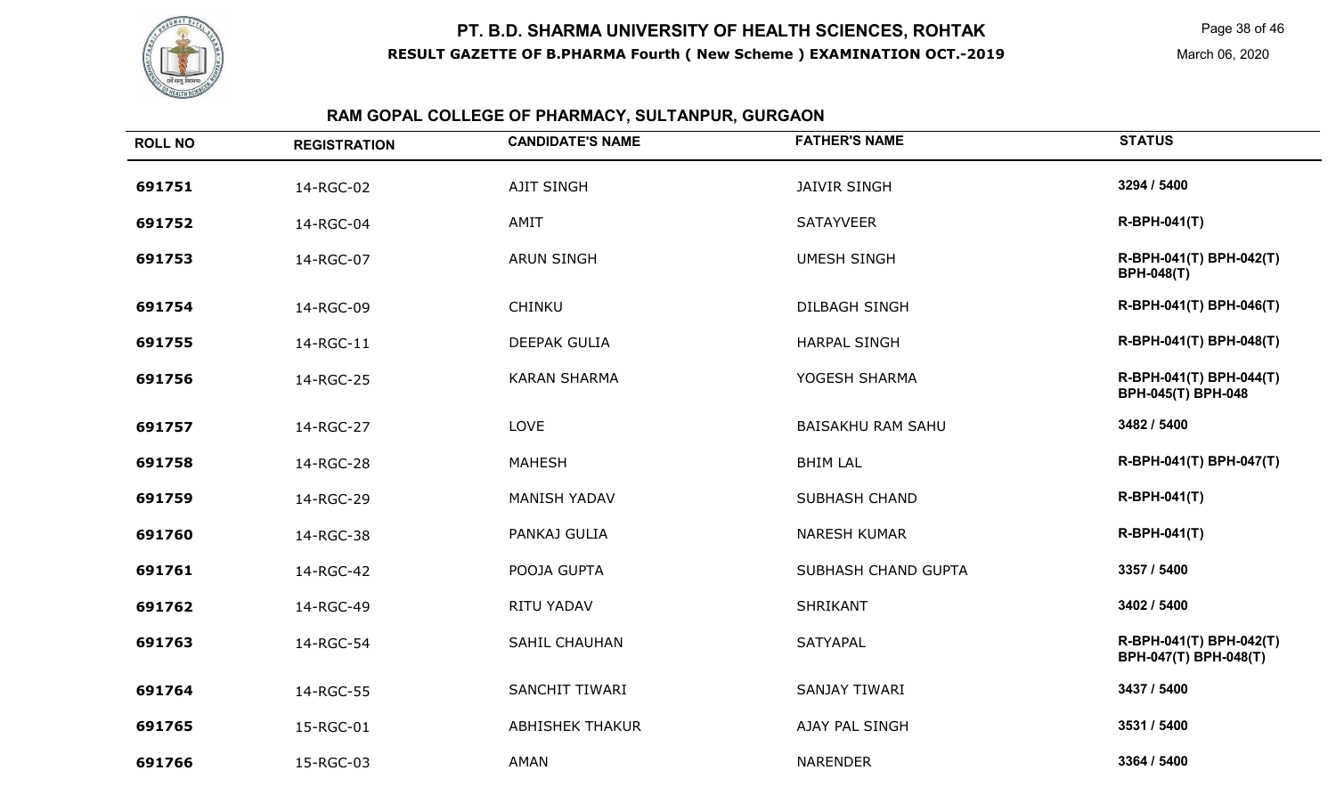# PT. B.D. SHARMA UNIVERSITY OF HEALTH SCIENCES, ROHTAK

**RESULT GAZETTE OF B.PHARMA Fourth ( New Scheme ) EXAMINATION OCT.-2019**

March 06, 2020

## RAM GOPAL COLLEGE OF PHARMACY, SULTANPUR, GURGAON

| ROLL NO | REGISTRATION | CANDIDATE'S NAME | FATHER'S NAME | STATUS |
|---|---|---|---|---|
| 691751 | 14-RGC-02 | AJIT SINGH | JAIVIR SINGH | 3294 / 5400 |
| 691752 | 14-RGC-04 | AMIT | SATAYVEER | R-BPH-041(T) |
| 691753 | 14-RGC-07 | ARUN SINGH | UMESH SINGH | R-BPH-041(T) BPH-042(T) BPH-048(T) |
| 691754 | 14-RGC-09 | CHINKU | DILBAGH SINGH | R-BPH-041(T) BPH-046(T) |
| 691755 | 14-RGC-11 | DEEPAK GULIA | HARPAL SINGH | R-BPH-041(T) BPH-048(T) |
| 691756 | 14-RGC-25 | KARAN SHARMA | YOGESH SHARMA | R-BPH-041(T) BPH-044(T) BPH-045(T) BPH-048 |
| 691757 | 14-RGC-27 | LOVE | BAISAKHU RAM SAHU | 3482 / 5400 |
| 691758 | 14-RGC-28 | MAHESH | BHIM LAL | R-BPH-041(T) BPH-047(T) |
| 691759 | 14-RGC-29 | MANISH YADAV | SUBHASH CHAND | R-BPH-041(T) |
| 691760 | 14-RGC-38 | PANKAJ GULIA | NARESH KUMAR | R-BPH-041(T) |
| 691761 | 14-RGC-42 | POOJA GUPTA | SUBHASH CHAND GUPTA | 3357 / 5400 |
| 691762 | 14-RGC-49 | RITU YADAV | SHRIKANT | 3402 / 5400 |
| 691763 | 14-RGC-54 | SAHIL CHAUHAN | SATYAPAL | R-BPH-041(T) BPH-042(T) BPH-047(T) BPH-048(T) |
| 691764 | 14-RGC-55 | SANCHIT TIWARI | SANJAY TIWARI | 3437 / 5400 |
| 691765 | 15-RGC-01 | ABHISHEK THAKUR | AJAY PAL SINGH | 3531 / 5400 |
| 691766 | 15-RGC-03 | AMAN | NARENDER | 3364 / 5400 |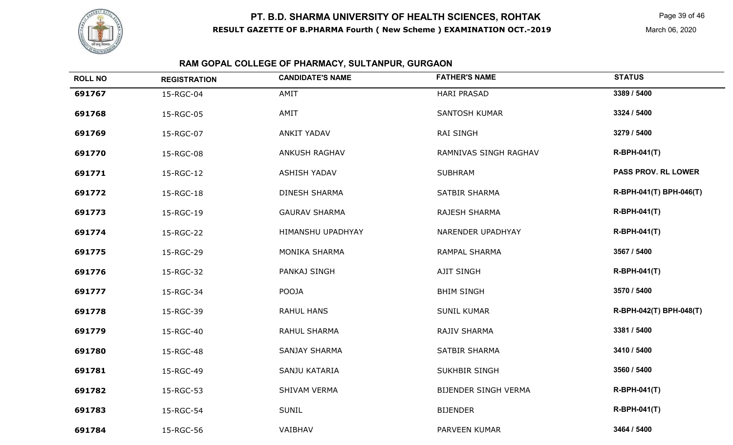# PT. B.D. SHARMA UNIVERSITY OF HEALTH SCIENCES, ROHTAK

**RESULT GAZETTE OF B.PHARMA Fourth ( New Scheme ) EXAMINATION OCT.-2019**

March 06, 2020

## RAM GOPAL COLLEGE OF PHARMACY, SULTANPUR, GURGAON

| ROLL NO | REGISTRATION | CANDIDATE'S NAME | FATHER'S NAME | STATUS |
|---|---|---|---|---|
| 691767 | 15-RGC-04 | AMIT | HARI PRASAD | 3389 / 5400 |
| 691768 | 15-RGC-05 | AMIT | SANTOSH KUMAR | 3324 / 5400 |
| 691769 | 15-RGC-07 | ANKIT YADAV | RAI SINGH | 3279 / 5400 |
| 691770 | 15-RGC-08 | ANKUSH RAGHAV | RAMNIVAS SINGH RAGHAV | R-BPH-041(T) |
| 691771 | 15-RGC-12 | ASHISH YADAV | SUBHRAM | PASS PROV. RL LOWER |
| 691772 | 15-RGC-18 | DINESH SHARMA | SATBIR SHARMA | R-BPH-041(T) BPH-046(T) |
| 691773 | 15-RGC-19 | GAURAV SHARMA | RAJESH SHARMA | R-BPH-041(T) |
| 691774 | 15-RGC-22 | HIMANSHU UPADHYAY | NARENDER UPADHYAY | R-BPH-041(T) |
| 691775 | 15-RGC-29 | MONIKA SHARMA | RAMPAL SHARMA | 3567 / 5400 |
| 691776 | 15-RGC-32 | PANKAJ SINGH | AJIT SINGH | R-BPH-041(T) |
| 691777 | 15-RGC-34 | POOJA | BHIM SINGH | 3570 / 5400 |
| 691778 | 15-RGC-39 | RAHUL HANS | SUNIL KUMAR | R-BPH-042(T) BPH-048(T) |
| 691779 | 15-RGC-40 | RAHUL SHARMA | RAJIV SHARMA | 3381 / 5400 |
| 691780 | 15-RGC-48 | SANJAY SHARMA | SATBIR SHARMA | 3410 / 5400 |
| 691781 | 15-RGC-49 | SANJU KATARIA | SUKHBIR SINGH | 3560 / 5400 |
| 691782 | 15-RGC-53 | SHIVAM VERMA | BIJENDER SINGH VERMA | R-BPH-041(T) |
| 691783 | 15-RGC-54 | SUNIL | BIJENDER | R-BPH-041(T) |
| 691784 | 15-RGC-56 | VAIBHAV | PARVEEN KUMAR | 3464 / 5400 |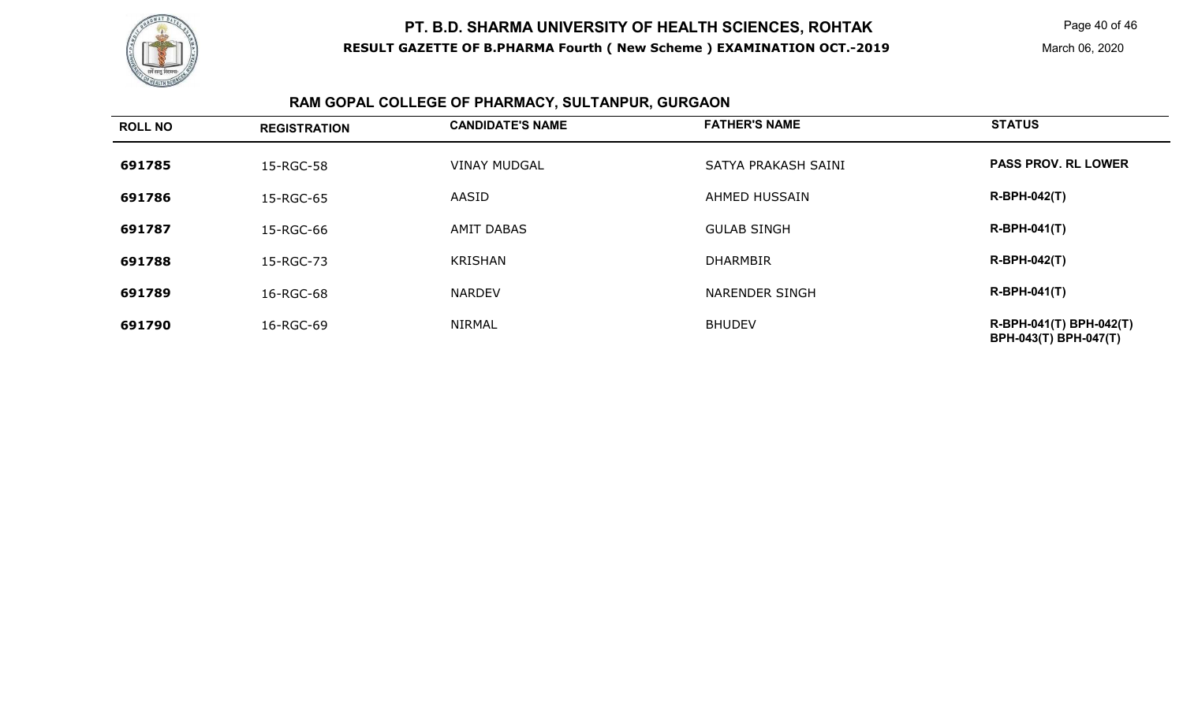# PT. B.D. SHARMA UNIVERSITY OF HEALTH SCIENCES, ROHTAK

**RESULT GAZETTE OF B.PHARMA Fourth ( New Scheme ) EXAMINATION OCT.-2019**

March 06, 2020

## RAM GOPAL COLLEGE OF PHARMACY, SULTANPUR, GURGAON

| ROLL NO | REGISTRATION | CANDIDATE'S NAME | FATHER'S NAME | STATUS |
|---|---|---|---|---|
| **691785** | 15-RGC-58 | VINAY MUDGAL | SATYA PRAKASH SAINI | **PASS PROV. RL LOWER** |
| **691786** | 15-RGC-65 | AASID | AHMED HUSSAIN | **R-BPH-042(T)** |
| **691787** | 15-RGC-66 | AMIT DABAS | GULAB SINGH | **R-BPH-041(T)** |
| **691788** | 15-RGC-73 | KRISHAN | DHARMBIR | **R-BPH-042(T)** |
| **691789** | 16-RGC-68 | NARDEV | NARENDER SINGH | **R-BPH-041(T)** |
| **691790** | 16-RGC-69 | NIRMAL | BHUDEV | **R-BPH-041(T) BPH-042(T) BPH-043(T) BPH-047(T)** |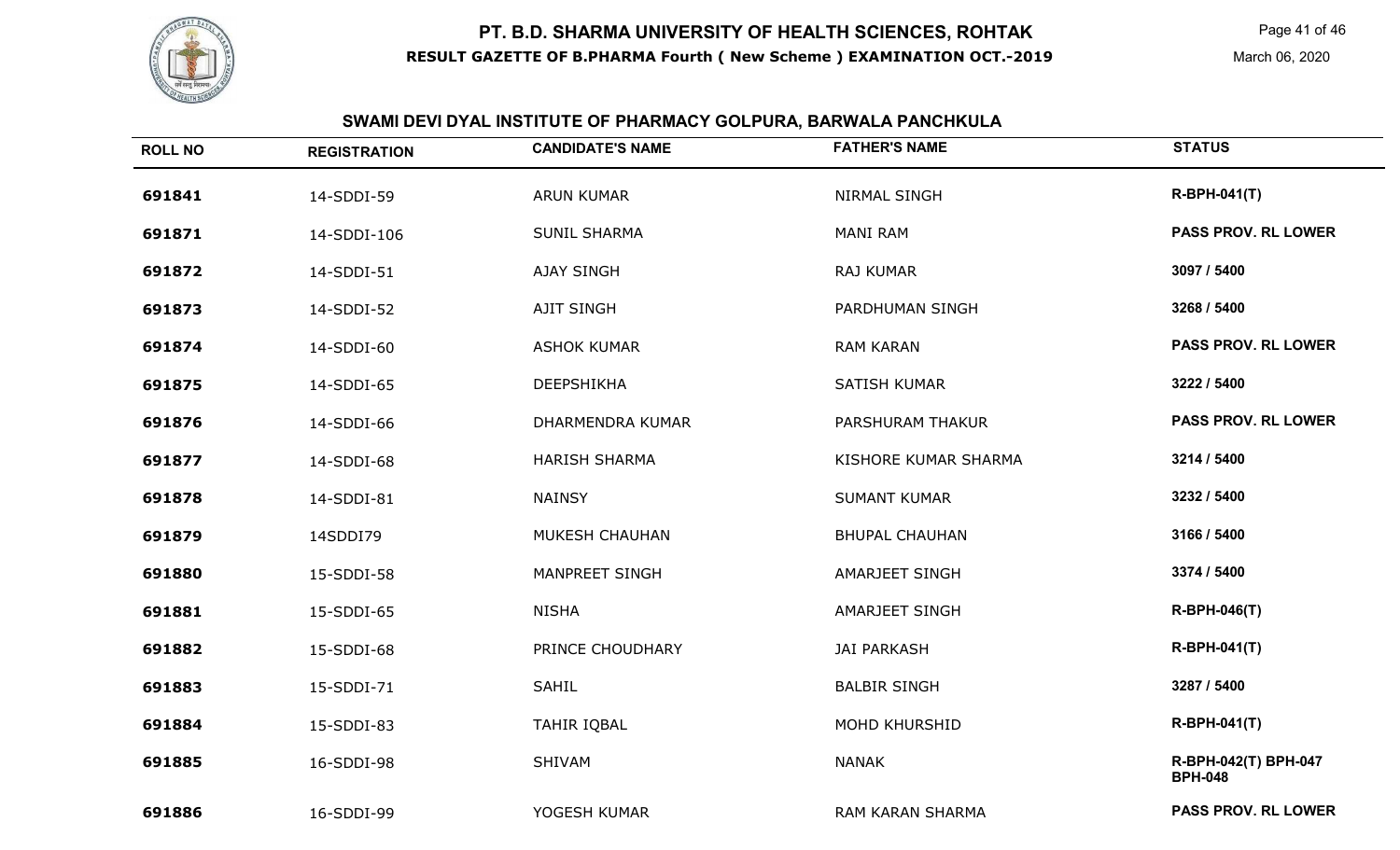# PT. B.D. SHARMA UNIVERSITY OF HEALTH SCIENCES, ROHTAK

**RESULT GAZETTE OF B.PHARMA Fourth ( New Scheme ) EXAMINATION OCT.-2019**

March 06, 2020

## SWAMI DEVI DYAL INSTITUTE OF PHARMACY GOLPURA, BARWALA PANCHKULA

| ROLL NO | REGISTRATION | CANDIDATE'S NAME | FATHER'S NAME | STATUS |
|---|---|---|---|---|
| 691841 | 14-SDDI-59 | ARUN KUMAR | NIRMAL SINGH | R-BPH-041(T) |
| 691871 | 14-SDDI-106 | SUNIL SHARMA | MANI RAM | PASS PROV. RL LOWER |
| 691872 | 14-SDDI-51 | AJAY SINGH | RAJ KUMAR | 3097 / 5400 |
| 691873 | 14-SDDI-52 | AJIT SINGH | PARDHUMAN SINGH | 3268 / 5400 |
| 691874 | 14-SDDI-60 | ASHOK KUMAR | RAM KARAN | PASS PROV. RL LOWER |
| 691875 | 14-SDDI-65 | DEEPSHIKHA | SATISH KUMAR | 3222 / 5400 |
| 691876 | 14-SDDI-66 | DHARMENDRA KUMAR | PARSHURAM THAKUR | PASS PROV. RL LOWER |
| 691877 | 14-SDDI-68 | HARISH SHARMA | KISHORE KUMAR SHARMA | 3214 / 5400 |
| 691878 | 14-SDDI-81 | NAINSY | SUMANT KUMAR | 3232 / 5400 |
| 691879 | 14SDDI79 | MUKESH CHAUHAN | BHUPAL CHAUHAN | 3166 / 5400 |
| 691880 | 15-SDDI-58 | MANPREET SINGH | AMARJEET SINGH | 3374 / 5400 |
| 691881 | 15-SDDI-65 | NISHA | AMARJEET SINGH | R-BPH-046(T) |
| 691882 | 15-SDDI-68 | PRINCE CHOUDHARY | JAI PARKASH | R-BPH-041(T) |
| 691883 | 15-SDDI-71 | SAHIL | BALBIR SINGH | 3287 / 5400 |
| 691884 | 15-SDDI-83 | TAHIR IQBAL | MOHD KHURSHID | R-BPH-041(T) |
| 691885 | 16-SDDI-98 | SHIVAM | NANAK | R-BPH-042(T) BPH-047 BPH-048 |
| 691886 | 16-SDDI-99 | YOGESH KUMAR | RAM KARAN SHARMA | PASS PROV. RL LOWER |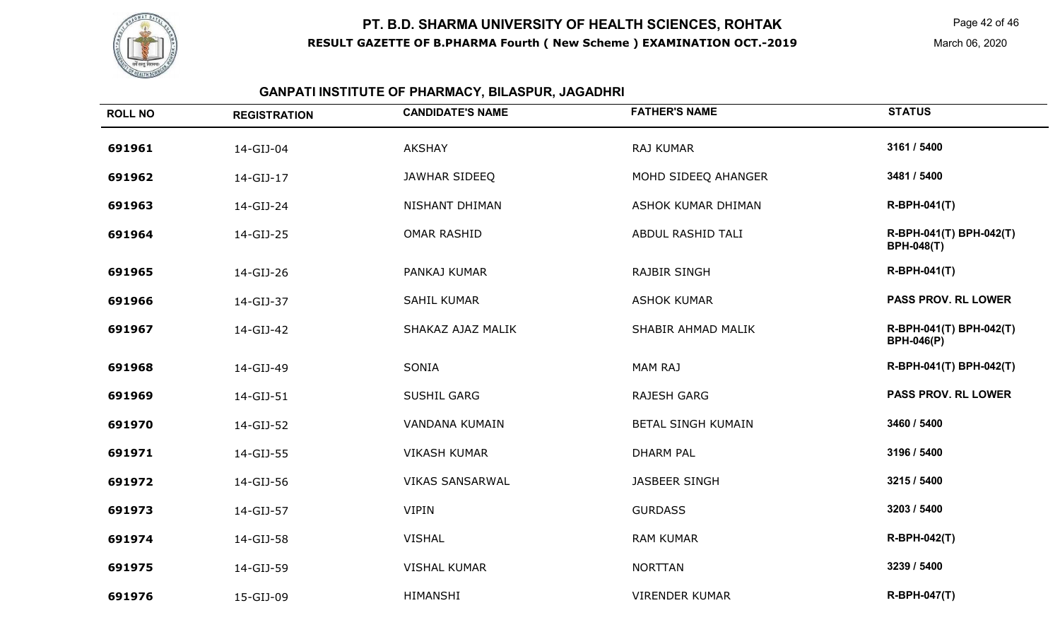# PT. B.D. SHARMA UNIVERSITY OF HEALTH SCIENCES, ROHTAK

**RESULT GAZETTE OF B.PHARMA Fourth ( New Scheme ) EXAMINATION OCT.-2019**

March 06, 2020

## GANPATI INSTITUTE OF PHARMACY, BILASPUR, JAGADHRI

| ROLL NO | REGISTRATION | CANDIDATE'S NAME | FATHER'S NAME | STATUS |
|---|---|---|---|---|
| 691961 | 14-GIJ-04 | AKSHAY | RAJ KUMAR | 3161 / 5400 |
| 691962 | 14-GIJ-17 | JAWHAR SIDEEQ | MOHD SIDEEQ AHANGER | 3481 / 5400 |
| 691963 | 14-GIJ-24 | NISHANT DHIMAN | ASHOK KUMAR DHIMAN | R-BPH-041(T) |
| 691964 | 14-GIJ-25 | OMAR RASHID | ABDUL RASHID TALI | R-BPH-041(T) BPH-042(T) BPH-048(T) |
| 691965 | 14-GIJ-26 | PANKAJ KUMAR | RAJBIR SINGH | R-BPH-041(T) |
| 691966 | 14-GIJ-37 | SAHIL KUMAR | ASHOK KUMAR | PASS PROV. RL LOWER |
| 691967 | 14-GIJ-42 | SHAKAZ AJAZ MALIK | SHABIR AHMAD MALIK | R-BPH-041(T) BPH-042(T) BPH-046(P) |
| 691968 | 14-GIJ-49 | SONIA | MAM RAJ | R-BPH-041(T) BPH-042(T) |
| 691969 | 14-GIJ-51 | SUSHIL GARG | RAJESH GARG | PASS PROV. RL LOWER |
| 691970 | 14-GIJ-52 | VANDANA KUMAIN | BETAL SINGH KUMAIN | 3460 / 5400 |
| 691971 | 14-GIJ-55 | VIKASH KUMAR | DHARM PAL | 3196 / 5400 |
| 691972 | 14-GIJ-56 | VIKAS SANSARWAL | JASBEER SINGH | 3215 / 5400 |
| 691973 | 14-GIJ-57 | VIPIN | GURDASS | 3203 / 5400 |
| 691974 | 14-GIJ-58 | VISHAL | RAM KUMAR | R-BPH-042(T) |
| 691975 | 14-GIJ-59 | VISHAL KUMAR | NORTTAN | 3239 / 5400 |
| 691976 | 15-GIJ-09 | HIMANSHI | VIRENDER KUMAR | R-BPH-047(T) |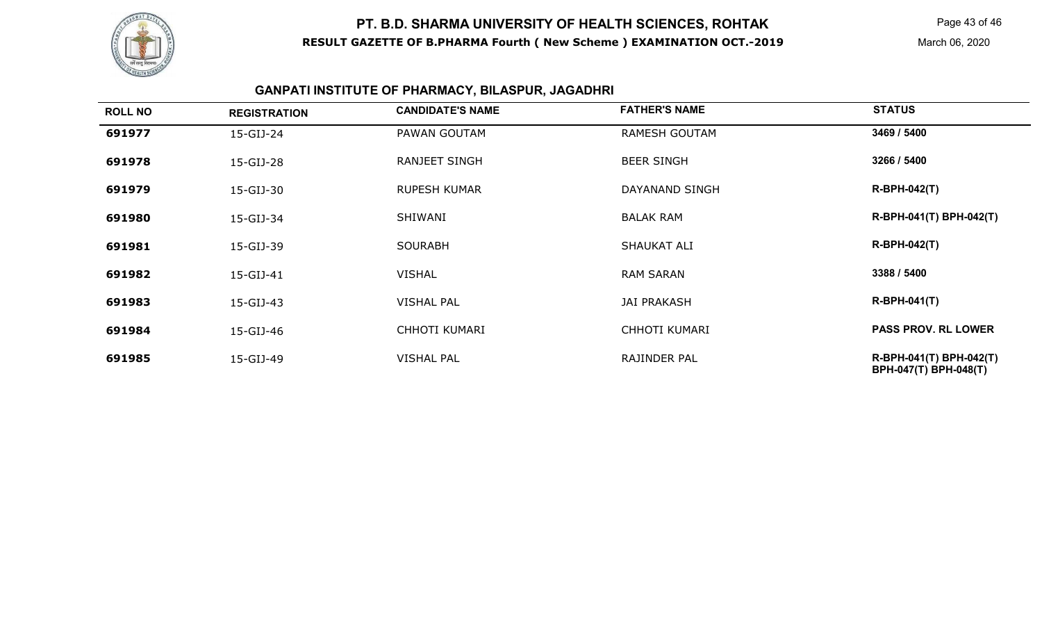# PT. B.D. SHARMA UNIVERSITY OF HEALTH SCIENCES, ROHTAK

**RESULT GAZETTE OF B.PHARMA Fourth ( New Scheme ) EXAMINATION OCT.-2019**

March 06, 2020

## GANPATI INSTITUTE OF PHARMACY, BILASPUR, JAGADHRI

| ROLL NO | REGISTRATION | CANDIDATE'S NAME | FATHER'S NAME | STATUS |
|---|---|---|---|---|
| **691977** | 15-GIJ-24 | PAWAN GOUTAM | RAMESH GOUTAM | **3469 / 5400** |
| **691978** | 15-GIJ-28 | RANJEET SINGH | BEER SINGH | **3266 / 5400** |
| **691979** | 15-GIJ-30 | RUPESH KUMAR | DAYANAND SINGH | **R-BPH-042(T)** |
| **691980** | 15-GIJ-34 | SHIWANI | BALAK RAM | **R-BPH-041(T) BPH-042(T)** |
| **691981** | 15-GIJ-39 | SOURABH | SHAUKAT ALI | **R-BPH-042(T)** |
| **691982** | 15-GIJ-41 | VISHAL | RAM SARAN | **3388 / 5400** |
| **691983** | 15-GIJ-43 | VISHAL PAL | JAI PRAKASH | **R-BPH-041(T)** |
| **691984** | 15-GIJ-46 | CHHOTI KUMARI | CHHOTI KUMARI | **PASS PROV. RL LOWER** |
| **691985** | 15-GIJ-49 | VISHAL PAL | RAJINDER PAL | **R-BPH-041(T) BPH-042(T) BPH-047(T) BPH-048(T)** |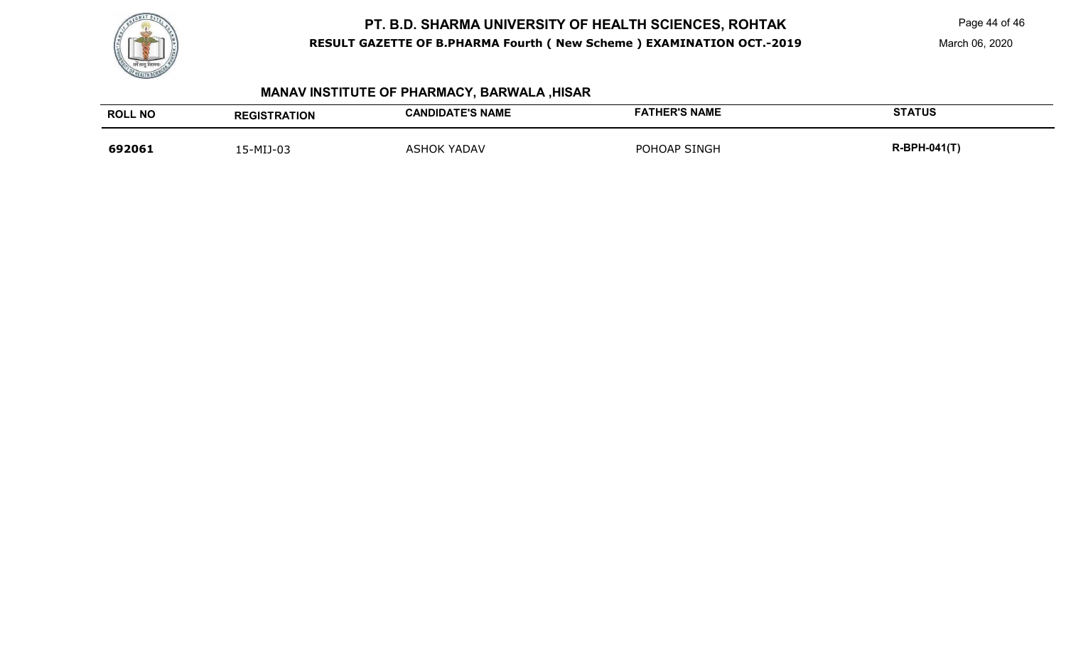## MANAV INSTITUTE OF PHARMACY, BARWALA ,HISAR

| ROLL NO | REGISTRATION | CANDIDATE'S NAME | FATHER'S NAME | STATUS |
|---|---|---|---|---|
| 692061 | 15-MIJ-03 | ASHOK YADAV | POHOAP SINGH | R-BPH-041(T) |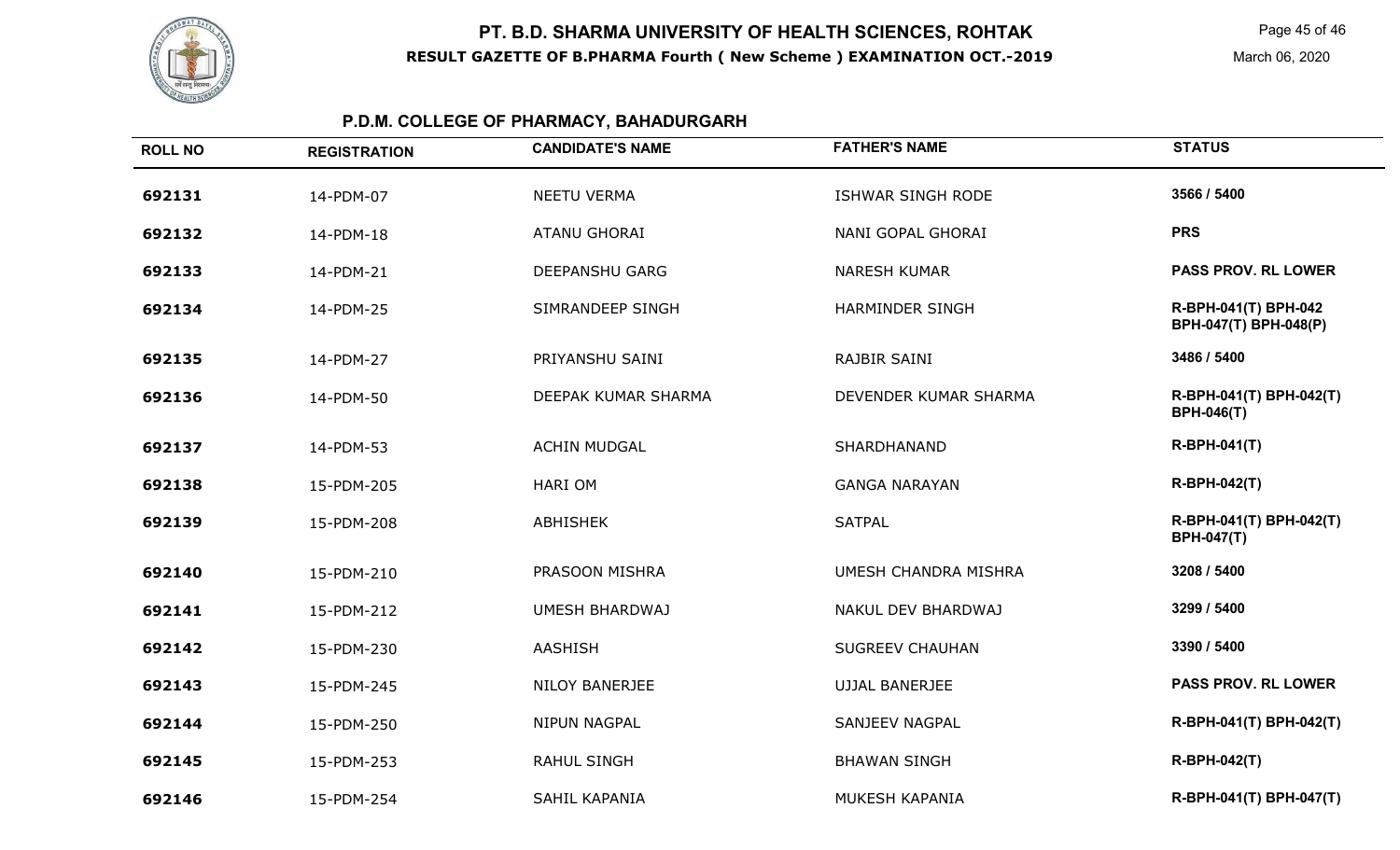# PT. B.D. SHARMA UNIVERSITY OF HEALTH SCIENCES, ROHTAK

**RESULT GAZETTE OF B.PHARMA Fourth ( New Scheme ) EXAMINATION OCT.-2019**

March 06, 2020

## P.D.M. COLLEGE OF PHARMACY, BAHADURGARH

| ROLL NO | REGISTRATION | CANDIDATE'S NAME | FATHER'S NAME | STATUS |
|---|---|---|---|---|
| 692131 | 14-PDM-07 | NEETU VERMA | ISHWAR SINGH RODE | 3566 / 5400 |
| 692132 | 14-PDM-18 | ATANU GHORAI | NANI GOPAL GHORAI | PRS |
| 692133 | 14-PDM-21 | DEEPANSHU GARG | NARESH KUMAR | PASS PROV. RL LOWER |
| 692134 | 14-PDM-25 | SIMRANDEEP SINGH | HARMINDER SINGH | R-BPH-041(T) BPH-042 BPH-047(T) BPH-048(P) |
| 692135 | 14-PDM-27 | PRIYANSHU SAINI | RAJBIR SAINI | 3486 / 5400 |
| 692136 | 14-PDM-50 | DEEPAK KUMAR SHARMA | DEVENDER KUMAR SHARMA | R-BPH-041(T) BPH-042(T) BPH-046(T) |
| 692137 | 14-PDM-53 | ACHIN MUDGAL | SHARDHANAND | R-BPH-041(T) |
| 692138 | 15-PDM-205 | HARI OM | GANGA NARAYAN | R-BPH-042(T) |
| 692139 | 15-PDM-208 | ABHISHEK | SATPAL | R-BPH-041(T) BPH-042(T) BPH-047(T) |
| 692140 | 15-PDM-210 | PRASOON MISHRA | UMESH CHANDRA MISHRA | 3208 / 5400 |
| 692141 | 15-PDM-212 | UMESH BHARDWAJ | NAKUL DEV BHARDWAJ | 3299 / 5400 |
| 692142 | 15-PDM-230 | AASHISH | SUGREEV CHAUHAN | 3390 / 5400 |
| 692143 | 15-PDM-245 | NILOY BANERJEE | UJJAL BANERJEE | PASS PROV. RL LOWER |
| 692144 | 15-PDM-250 | NIPUN NAGPAL | SANJEEV NAGPAL | R-BPH-041(T) BPH-042(T) |
| 692145 | 15-PDM-253 | RAHUL SINGH | BHAWAN SINGH | R-BPH-042(T) |
| 692146 | 15-PDM-254 | SAHIL KAPANIA | MUKESH KAPANIA | R-BPH-041(T) BPH-047(T) |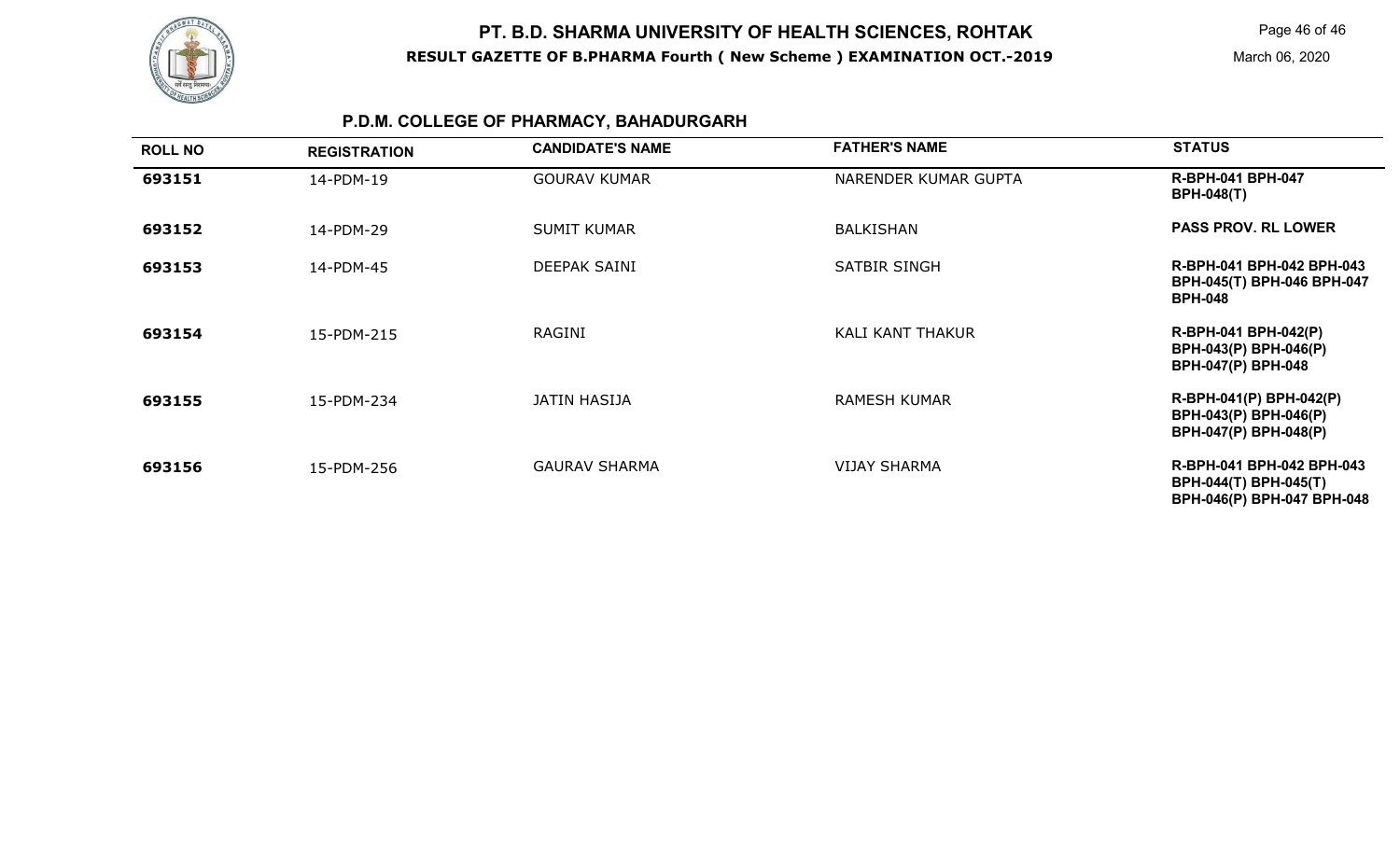# PT. B.D. SHARMA UNIVERSITY OF HEALTH SCIENCES, ROHTAK

**RESULT GAZETTE OF B.PHARMA Fourth ( New Scheme ) EXAMINATION OCT.-2019**

March 06, 2020

## P.D.M. COLLEGE OF PHARMACY, BAHADURGARH

| ROLL NO | REGISTRATION | CANDIDATE'S NAME | FATHER'S NAME | STATUS |
|---|---|---|---|---|
| **693151** | 14-PDM-19 | GOURAV KUMAR | NARENDER KUMAR GUPTA | **R-BPH-041 BPH-047 BPH-048(T)** |
| **693152** | 14-PDM-29 | SUMIT KUMAR | BALKISHAN | **PASS PROV. RL LOWER** |
| **693153** | 14-PDM-45 | DEEPAK SAINI | SATBIR SINGH | **R-BPH-041 BPH-042 BPH-043 BPH-045(T) BPH-046 BPH-047 BPH-048** |
| **693154** | 15-PDM-215 | RAGINI | KALI KANT THAKUR | **R-BPH-041 BPH-042(P) BPH-043(P) BPH-046(P) BPH-047(P) BPH-048** |
| **693155** | 15-PDM-234 | JATIN HASIJA | RAMESH KUMAR | **R-BPH-041(P) BPH-042(P) BPH-043(P) BPH-046(P) BPH-047(P) BPH-048(P)** |
| **693156** | 15-PDM-256 | GAURAV SHARMA | VIJAY SHARMA | **R-BPH-041 BPH-042 BPH-043 BPH-044(T) BPH-045(T) BPH-046(P) BPH-047 BPH-048** |